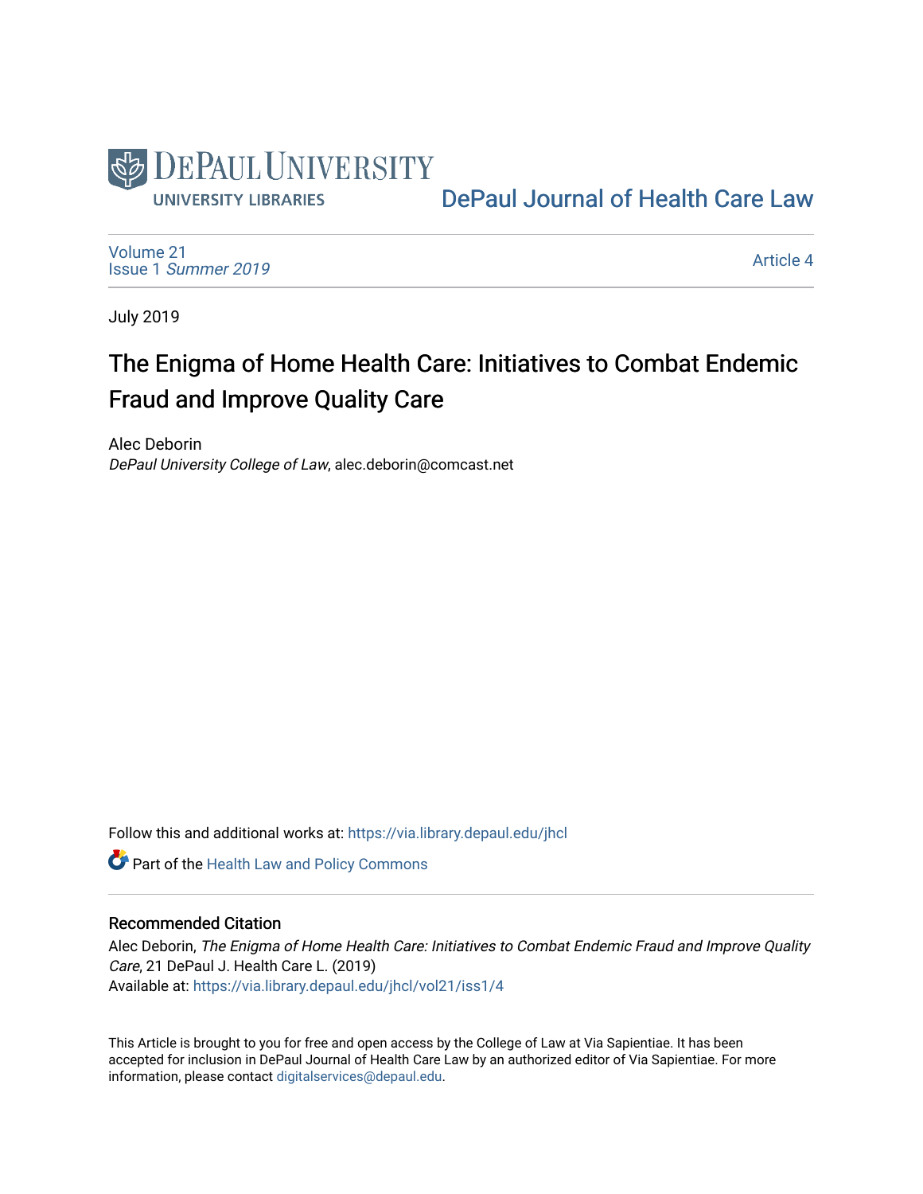DePaul University

University Libraries

DePaul Journal of Health Care Law

Volume 21
Issue 1 *Summer 2019*

Article 4

July 2019

# The Enigma of Home Health Care: Initiatives to Combat Endemic Fraud and Improve Quality Care

Alec Deborin
*DePaul University College of Law*, alec.deborin@comcast.net

Follow this and additional works at: https://via.library.depaul.edu/jhcl

Part of the Health Law and Policy Commons

## Recommended Citation

Alec Deborin, *The Enigma of Home Health Care: Initiatives to Combat Endemic Fraud and Improve Quality Care*, 21 DePaul J. Health Care L. (2019)
Available at: https://via.library.depaul.edu/jhcl/vol21/iss1/4

This Article is brought to you for free and open access by the College of Law at Via Sapientiae. It has been accepted for inclusion in DePaul Journal of Health Care Law by an authorized editor of Via Sapientiae. For more information, please contact digitalservices@depaul.edu.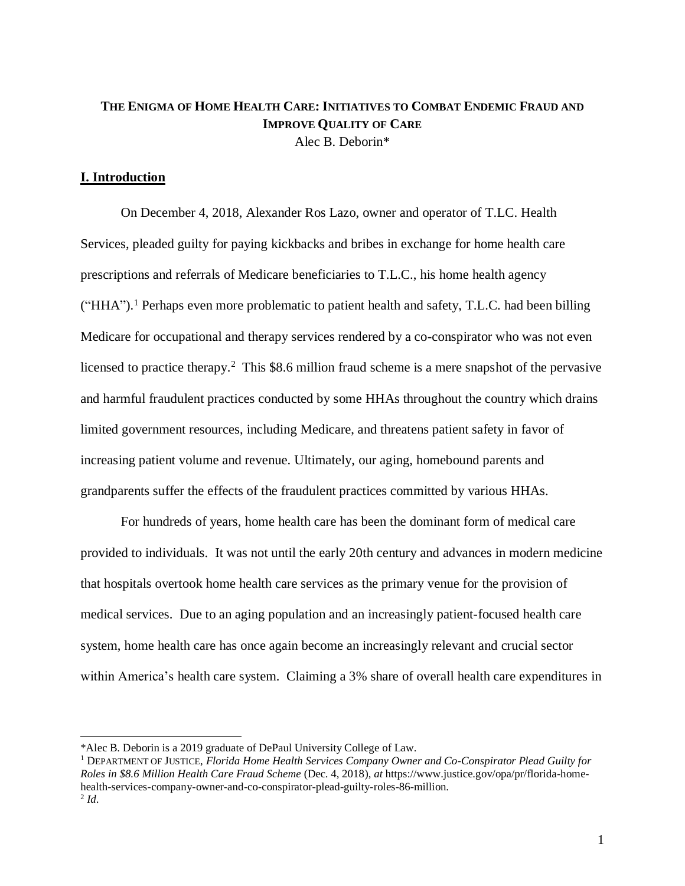**THE ENIGMA OF HOME HEALTH CARE: INITIATIVES TO COMBAT ENDEMIC FRAUD AND IMPROVE QUALITY OF CARE**

Alec B. Deborin*

## I. Introduction

On December 4, 2018, Alexander Ros Lazo, owner and operator of T.LC. Health Services, pleaded guilty for paying kickbacks and bribes in exchange for home health care prescriptions and referrals of Medicare beneficiaries to T.L.C., his home health agency ("HHA").[1] Perhaps even more problematic to patient health and safety, T.L.C. had been billing Medicare for occupational and therapy services rendered by a co-conspirator who was not even licensed to practice therapy.[2] This $8.6 million fraud scheme is a mere snapshot of the pervasive and harmful fraudulent practices conducted by some HHAs throughout the country which drains limited government resources, including Medicare, and threatens patient safety in favor of increasing patient volume and revenue. Ultimately, our aging, homebound parents and grandparents suffer the effects of the fraudulent practices committed by various HHAs.

For hundreds of years, home health care has been the dominant form of medical care provided to individuals. It was not until the early 20th century and advances in modern medicine that hospitals overtook home health care services as the primary venue for the provision of medical services. Due to an aging population and an increasingly patient-focused health care system, home health care has once again become an increasingly relevant and crucial sector within America's health care system. Claiming a 3% share of overall health care expenditures in

---

*Alec B. Deborin is a 2019 graduate of DePaul University College of Law.

[1] DEPARTMENT OF JUSTICE, *Florida Home Health Services Company Owner and Co-Conspirator Plead Guilty for Roles in $8.6 Million Health Care Fraud Scheme* (Dec. 4, 2018), *at* https://www.justice.gov/opa/pr/florida-home-health-services-company-owner-and-co-conspirator-plead-guilty-roles-86-million.

[2] *Id*.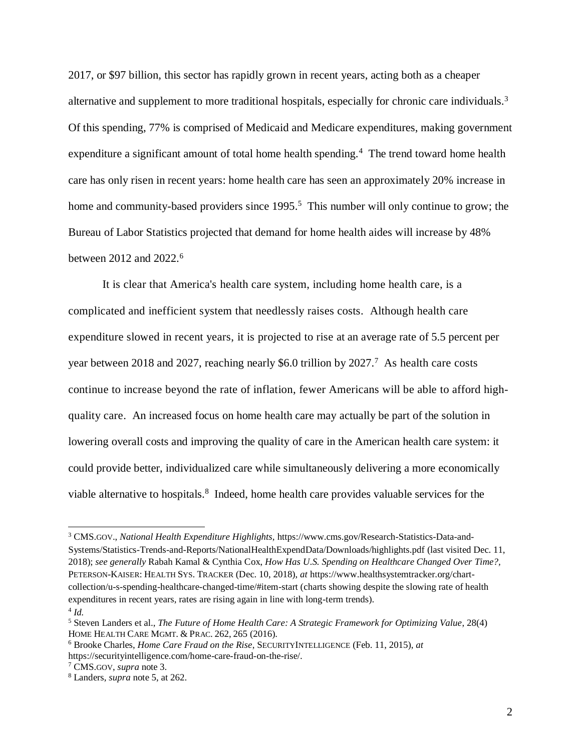2017, or $97 billion, this sector has rapidly grown in recent years, acting both as a cheaper alternative and supplement to more traditional hospitals, especially for chronic care individuals.[3] Of this spending, 77% is comprised of Medicaid and Medicare expenditures, making government expenditure a significant amount of total home health spending.[4] The trend toward home health care has only risen in recent years: home health care has seen an approximately 20% increase in home and community-based providers since 1995.[5] This number will only continue to grow; the Bureau of Labor Statistics projected that demand for home health aides will increase by 48% between 2012 and 2022.[6]

It is clear that America's health care system, including home health care, is a complicated and inefficient system that needlessly raises costs. Although health care expenditure slowed in recent years, it is projected to rise at an average rate of 5.5 percent per year between 2018 and 2027, reaching nearly $6.0 trillion by 2027.[7] As health care costs continue to increase beyond the rate of inflation, fewer Americans will be able to afford high-quality care. An increased focus on home health care may actually be part of the solution in lowering overall costs and improving the quality of care in the American health care system: it could provide better, individualized care while simultaneously delivering a more economically viable alternative to hospitals.[8] Indeed, home health care provides valuable services for the

---

[3] CMS.GOV., *National Health Expenditure Highlights*, https://www.cms.gov/Research-Statistics-Data-and-Systems/Statistics-Trends-and-Reports/NationalHealthExpendData/Downloads/highlights.pdf (last visited Dec. 11, 2018); *see generally* Rabah Kamal & Cynthia Cox, *How Has U.S. Spending on Healthcare Changed Over Time?*, PETERSON-KAISER: HEALTH SYS. TRACKER (Dec. 10, 2018), *at* https://www.healthsystemtracker.org/chart-collection/u-s-spending-healthcare-changed-time/#item-start (charts showing despite the slowing rate of health expenditures in recent years, rates are rising again in line with long-term trends).

[4] *Id.*

[5] Steven Landers et al., *The Future of Home Health Care: A Strategic Framework for Optimizing Value*, 28(4) HOME HEALTH CARE MGMT. & PRAC. 262, 265 (2016).

[6] Brooke Charles, *Home Care Fraud on the Rise*, SECURITYINTELLIGENCE (Feb. 11, 2015), *at* https://securityintelligence.com/home-care-fraud-on-the-rise/.

[7] CMS.GOV, *supra* note 3.

[8] Landers, *supra* note 5, at 262.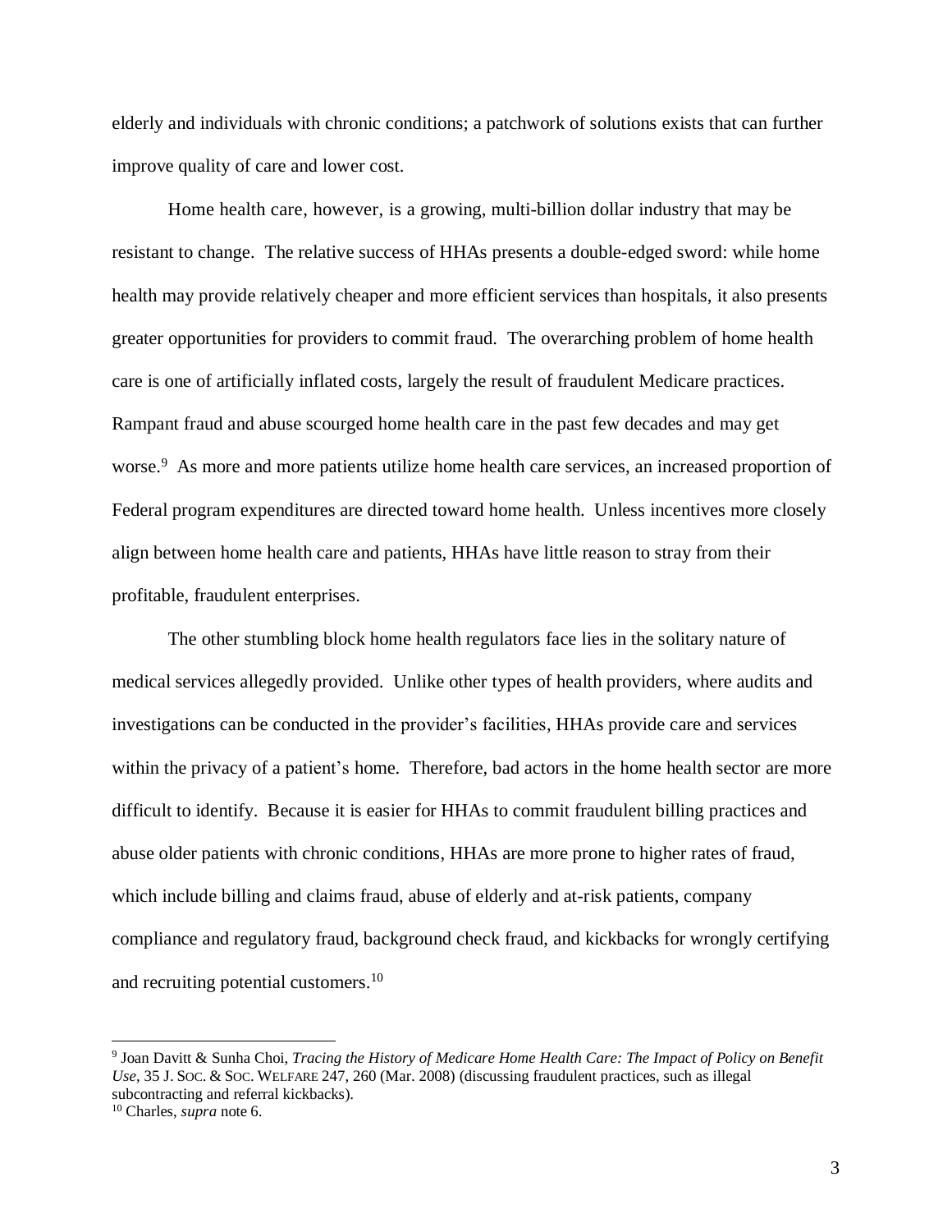elderly and individuals with chronic conditions; a patchwork of solutions exists that can further improve quality of care and lower cost.

Home health care, however, is a growing, multi-billion dollar industry that may be resistant to change. The relative success of HHAs presents a double-edged sword: while home health may provide relatively cheaper and more efficient services than hospitals, it also presents greater opportunities for providers to commit fraud. The overarching problem of home health care is one of artificially inflated costs, largely the result of fraudulent Medicare practices. Rampant fraud and abuse scourged home health care in the past few decades and may get worse.[9] As more and more patients utilize home health care services, an increased proportion of Federal program expenditures are directed toward home health. Unless incentives more closely align between home health care and patients, HHAs have little reason to stray from their profitable, fraudulent enterprises.

The other stumbling block home health regulators face lies in the solitary nature of medical services allegedly provided. Unlike other types of health providers, where audits and investigations can be conducted in the provider's facilities, HHAs provide care and services within the privacy of a patient's home. Therefore, bad actors in the home health sector are more difficult to identify. Because it is easier for HHAs to commit fraudulent billing practices and abuse older patients with chronic conditions, HHAs are more prone to higher rates of fraud, which include billing and claims fraud, abuse of elderly and at-risk patients, company compliance and regulatory fraud, background check fraud, and kickbacks for wrongly certifying and recruiting potential customers.[10]

---

[9] Joan Davitt & Sunha Choi, *Tracing the History of Medicare Home Health Care: The Impact of Policy on Benefit Use*, 35 J. SOC. & SOC. WELFARE 247, 260 (Mar. 2008) (discussing fraudulent practices, such as illegal subcontracting and referral kickbacks).

[10] Charles, *supra* note 6.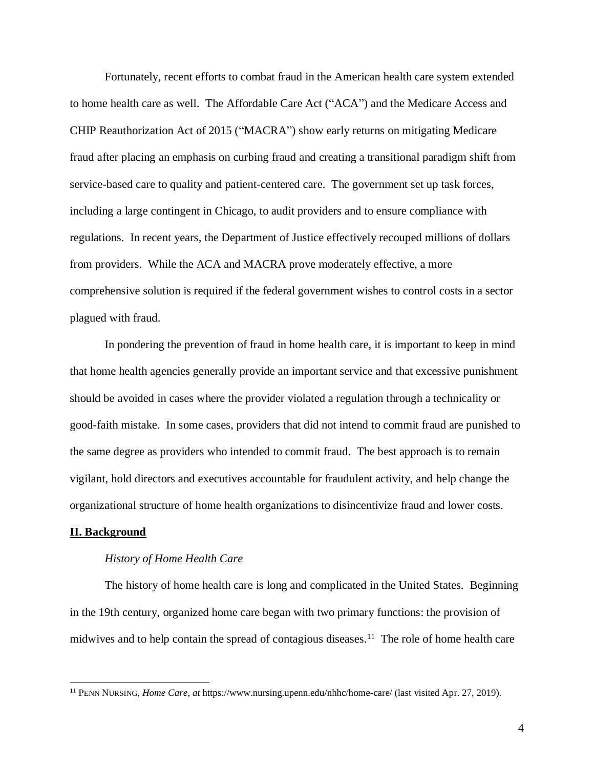Fortunately, recent efforts to combat fraud in the American health care system extended to home health care as well. The Affordable Care Act ("ACA") and the Medicare Access and CHIP Reauthorization Act of 2015 ("MACRA") show early returns on mitigating Medicare fraud after placing an emphasis on curbing fraud and creating a transitional paradigm shift from service-based care to quality and patient-centered care. The government set up task forces, including a large contingent in Chicago, to audit providers and to ensure compliance with regulations. In recent years, the Department of Justice effectively recouped millions of dollars from providers. While the ACA and MACRA prove moderately effective, a more comprehensive solution is required if the federal government wishes to control costs in a sector plagued with fraud.

In pondering the prevention of fraud in home health care, it is important to keep in mind that home health agencies generally provide an important service and that excessive punishment should be avoided in cases where the provider violated a regulation through a technicality or good-faith mistake. In some cases, providers that did not intend to commit fraud are punished to the same degree as providers who intended to commit fraud. The best approach is to remain vigilant, hold directors and executives accountable for fraudulent activity, and help change the organizational structure of home health organizations to disincentivize fraud and lower costs.

## **II. Background**

### *History of Home Health Care*

The history of home health care is long and complicated in the United States. Beginning in the 19th century, organized home care began with two primary functions: the provision of midwives and to help contain the spread of contagious diseases.[11] The role of home health care

[11] PENN NURSING, *Home Care*, *at* https://www.nursing.upenn.edu/nhhc/home-care/ (last visited Apr. 27, 2019).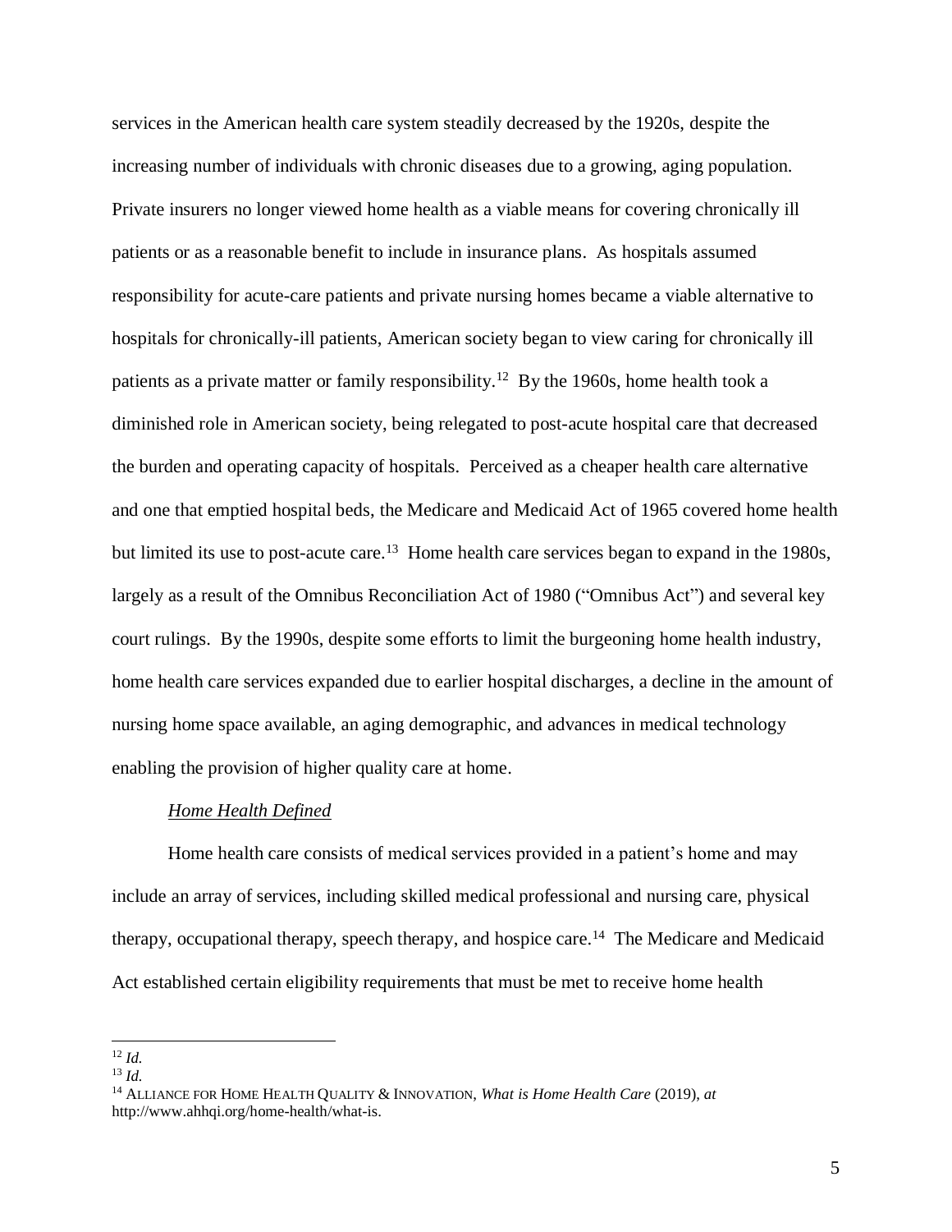services in the American health care system steadily decreased by the 1920s, despite the increasing number of individuals with chronic diseases due to a growing, aging population. Private insurers no longer viewed home health as a viable means for covering chronically ill patients or as a reasonable benefit to include in insurance plans. As hospitals assumed responsibility for acute-care patients and private nursing homes became a viable alternative to hospitals for chronically-ill patients, American society began to view caring for chronically ill patients as a private matter or family responsibility.[12] By the 1960s, home health took a diminished role in American society, being relegated to post-acute hospital care that decreased the burden and operating capacity of hospitals. Perceived as a cheaper health care alternative and one that emptied hospital beds, the Medicare and Medicaid Act of 1965 covered home health but limited its use to post-acute care.[13] Home health care services began to expand in the 1980s, largely as a result of the Omnibus Reconciliation Act of 1980 ("Omnibus Act") and several key court rulings. By the 1990s, despite some efforts to limit the burgeoning home health industry, home health care services expanded due to earlier hospital discharges, a decline in the amount of nursing home space available, an aging demographic, and advances in medical technology enabling the provision of higher quality care at home.

### *Home Health Defined*

Home health care consists of medical services provided in a patient's home and may include an array of services, including skilled medical professional and nursing care, physical therapy, occupational therapy, speech therapy, and hospice care.[14] The Medicare and Medicaid Act established certain eligibility requirements that must be met to receive home health

---

[12] *Id.*

[13] *Id.*

[14] ALLIANCE FOR HOME HEALTH QUALITY & INNOVATION, *What is Home Health Care* (2019), *at* http://www.ahhqi.org/home-health/what-is.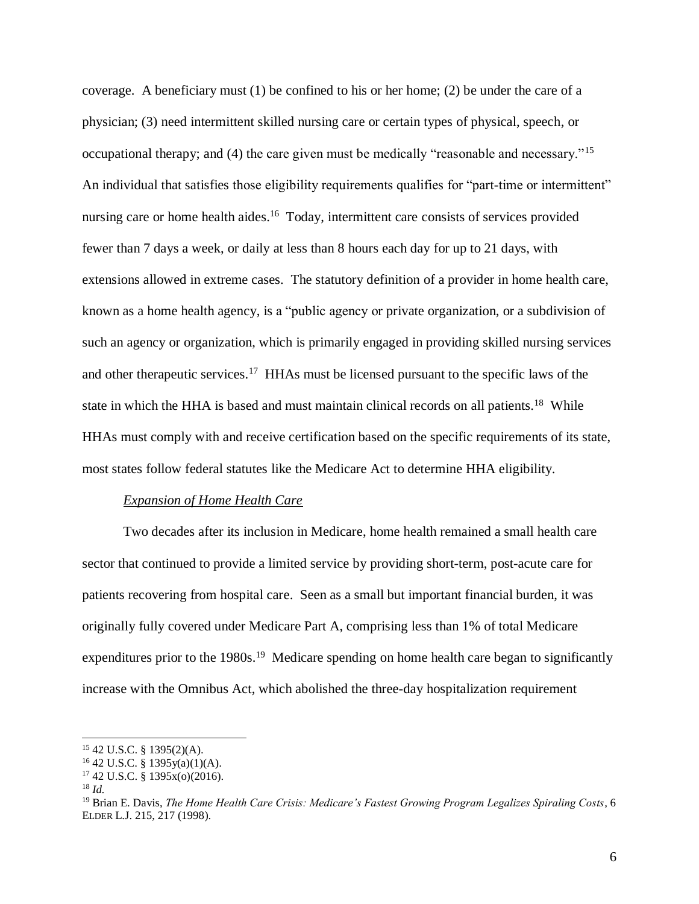coverage. A beneficiary must (1) be confined to his or her home; (2) be under the care of a physician; (3) need intermittent skilled nursing care or certain types of physical, speech, or occupational therapy; and (4) the care given must be medically "reasonable and necessary."[15] An individual that satisfies those eligibility requirements qualifies for "part-time or intermittent" nursing care or home health aides.[16] Today, intermittent care consists of services provided fewer than 7 days a week, or daily at less than 8 hours each day for up to 21 days, with extensions allowed in extreme cases. The statutory definition of a provider in home health care, known as a home health agency, is a "public agency or private organization, or a subdivision of such an agency or organization, which is primarily engaged in providing skilled nursing services and other therapeutic services.[17] HHAs must be licensed pursuant to the specific laws of the state in which the HHA is based and must maintain clinical records on all patients.[18] While HHAs must comply with and receive certification based on the specific requirements of its state, most states follow federal statutes like the Medicare Act to determine HHA eligibility.

*Expansion of Home Health Care*

Two decades after its inclusion in Medicare, home health remained a small health care sector that continued to provide a limited service by providing short-term, post-acute care for patients recovering from hospital care. Seen as a small but important financial burden, it was originally fully covered under Medicare Part A, comprising less than 1% of total Medicare expenditures prior to the 1980s.[19] Medicare spending on home health care began to significantly increase with the Omnibus Act, which abolished the three-day hospitalization requirement

---

[15] 42 U.S.C. § 1395(2)(A).

[16] 42 U.S.C. § 1395y(a)(1)(A).

[17] 42 U.S.C. § 1395x(o)(2016).

[18] *Id.*

[19] Brian E. Davis, *The Home Health Care Crisis: Medicare's Fastest Growing Program Legalizes Spiraling Costs*, 6 ELDER L.J. 215, 217 (1998).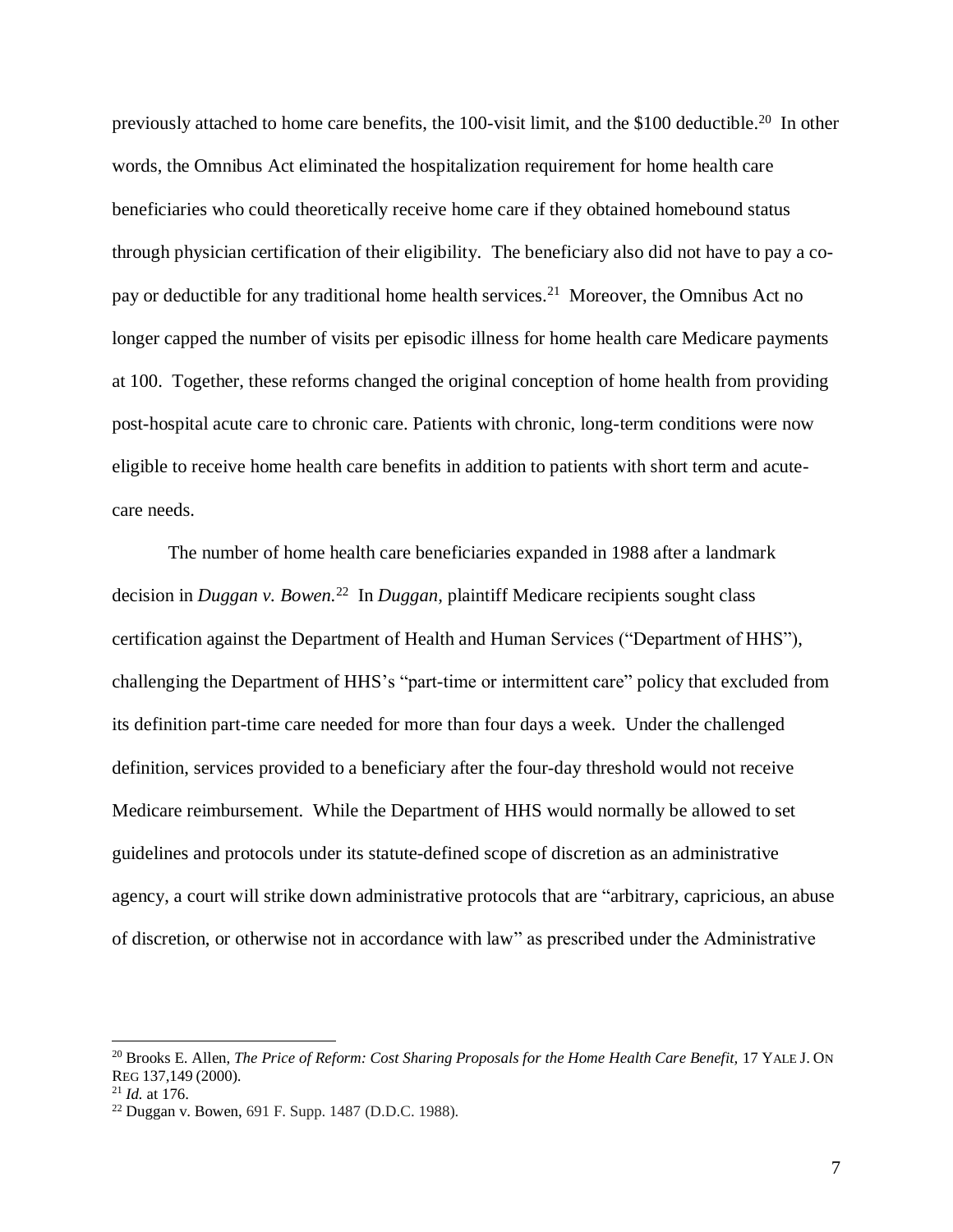previously attached to home care benefits, the 100-visit limit, and the $100 deductible.[20] In other words, the Omnibus Act eliminated the hospitalization requirement for home health care beneficiaries who could theoretically receive home care if they obtained homebound status through physician certification of their eligibility. The beneficiary also did not have to pay a co-pay or deductible for any traditional home health services.[21] Moreover, the Omnibus Act no longer capped the number of visits per episodic illness for home health care Medicare payments at 100. Together, these reforms changed the original conception of home health from providing post-hospital acute care to chronic care. Patients with chronic, long-term conditions were now eligible to receive home health care benefits in addition to patients with short term and acute-care needs.

The number of home health care beneficiaries expanded in 1988 after a landmark decision in *Duggan v. Bowen.*[22] In *Duggan*, plaintiff Medicare recipients sought class certification against the Department of Health and Human Services ("Department of HHS"), challenging the Department of HHS's "part-time or intermittent care" policy that excluded from its definition part-time care needed for more than four days a week. Under the challenged definition, services provided to a beneficiary after the four-day threshold would not receive Medicare reimbursement. While the Department of HHS would normally be allowed to set guidelines and protocols under its statute-defined scope of discretion as an administrative agency, a court will strike down administrative protocols that are "arbitrary, capricious, an abuse of discretion, or otherwise not in accordance with law" as prescribed under the Administrative

---

[20] Brooks E. Allen, *The Price of Reform: Cost Sharing Proposals for the Home Health Care Benefit,* 17 YALE J. ON REG 137,149 (2000).

[21] *Id.* at 176.

[22] Duggan v. Bowen, 691 F. Supp. 1487 (D.D.C. 1988).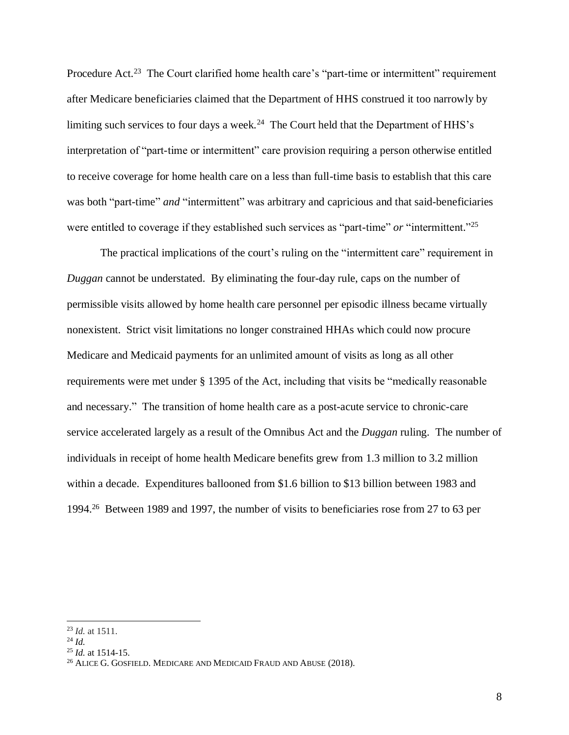Procedure Act.[23] The Court clarified home health care's "part-time or intermittent" requirement after Medicare beneficiaries claimed that the Department of HHS construed it too narrowly by limiting such services to four days a week.[24] The Court held that the Department of HHS's interpretation of "part-time or intermittent" care provision requiring a person otherwise entitled to receive coverage for home health care on a less than full-time basis to establish that this care was both "part-time" *and* "intermittent" was arbitrary and capricious and that said-beneficiaries were entitled to coverage if they established such services as "part-time" *or* "intermittent."[25]

The practical implications of the court's ruling on the "intermittent care" requirement in *Duggan* cannot be understated. By eliminating the four-day rule, caps on the number of permissible visits allowed by home health care personnel per episodic illness became virtually nonexistent. Strict visit limitations no longer constrained HHAs which could now procure Medicare and Medicaid payments for an unlimited amount of visits as long as all other requirements were met under § 1395 of the Act, including that visits be "medically reasonable and necessary." The transition of home health care as a post-acute service to chronic-care service accelerated largely as a result of the Omnibus Act and the *Duggan* ruling. The number of individuals in receipt of home health Medicare benefits grew from 1.3 million to 3.2 million within a decade. Expenditures ballooned from $1.6 billion to $13 billion between 1983 and 1994.[26] Between 1989 and 1997, the number of visits to beneficiaries rose from 27 to 63 per

---

[23] *Id.* at 1511.

[24] *Id.*

[25] *Id.* at 1514-15.

[26] ALICE G. GOSFIELD. MEDICARE AND MEDICAID FRAUD AND ABUSE (2018).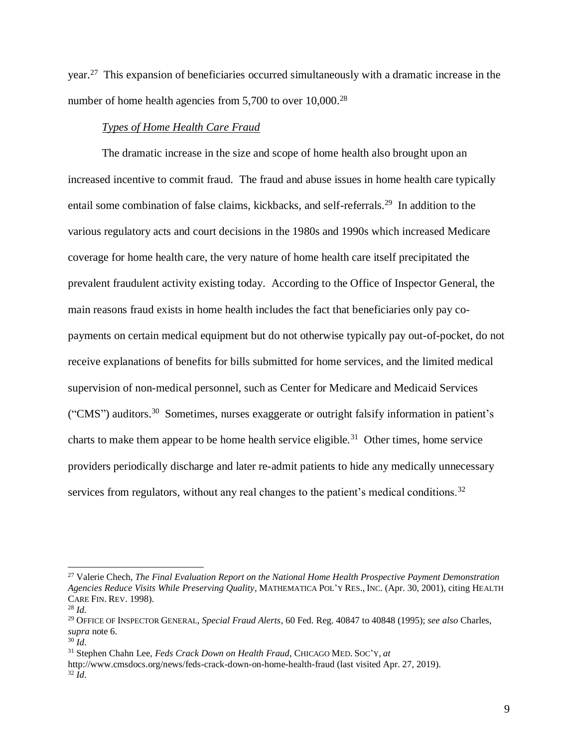year.[27] This expansion of beneficiaries occurred simultaneously with a dramatic increase in the number of home health agencies from 5,700 to over 10,000.[28]

*Types of Home Health Care Fraud*

The dramatic increase in the size and scope of home health also brought upon an increased incentive to commit fraud. The fraud and abuse issues in home health care typically entail some combination of false claims, kickbacks, and self-referrals.[29] In addition to the various regulatory acts and court decisions in the 1980s and 1990s which increased Medicare coverage for home health care, the very nature of home health care itself precipitated the prevalent fraudulent activity existing today. According to the Office of Inspector General, the main reasons fraud exists in home health includes the fact that beneficiaries only pay co-payments on certain medical equipment but do not otherwise typically pay out-of-pocket, do not receive explanations of benefits for bills submitted for home services, and the limited medical supervision of non-medical personnel, such as Center for Medicare and Medicaid Services ("CMS") auditors.[30] Sometimes, nurses exaggerate or outright falsify information in patient's charts to make them appear to be home health service eligible.[31] Other times, home service providers periodically discharge and later re-admit patients to hide any medically unnecessary services from regulators, without any real changes to the patient's medical conditions.[32]

---

[27] Valerie Chech, *The Final Evaluation Report on the National Home Health Prospective Payment Demonstration Agencies Reduce Visits While Preserving Quality*, MATHEMATICA POL'Y RES., INC. (Apr. 30, 2001), citing HEALTH CARE FIN. REV. 1998).

[28] *Id.*

[29] OFFICE OF INSPECTOR GENERAL, *Special Fraud Alerts*, 60 Fed. Reg. 40847 to 40848 (1995); *see also* Charles, *supra* note 6.

[30] *Id*.

[31] Stephen Chahn Lee, *Feds Crack Down on Health Fraud*, CHICAGO MED. SOC'Y, *at* http://www.cmsdocs.org/news/feds-crack-down-on-home-health-fraud (last visited Apr. 27, 2019).

[32] *Id*.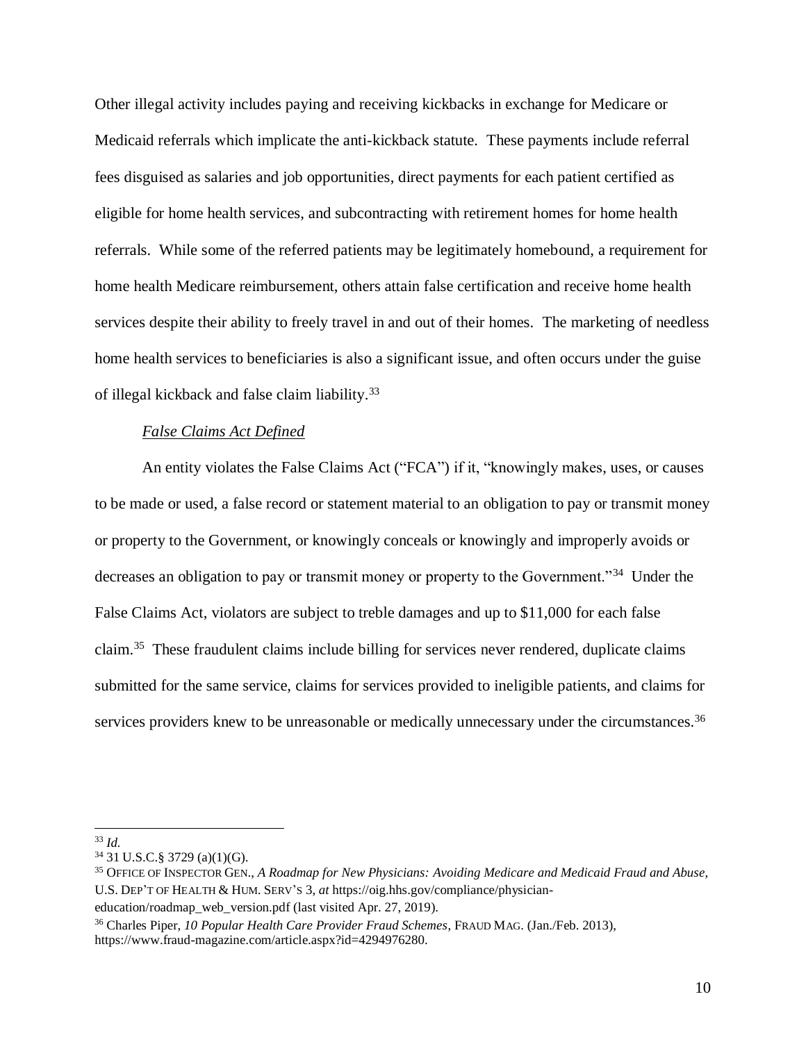Other illegal activity includes paying and receiving kickbacks in exchange for Medicare or Medicaid referrals which implicate the anti-kickback statute. These payments include referral fees disguised as salaries and job opportunities, direct payments for each patient certified as eligible for home health services, and subcontracting with retirement homes for home health referrals. While some of the referred patients may be legitimately homebound, a requirement for home health Medicare reimbursement, others attain false certification and receive home health services despite their ability to freely travel in and out of their homes. The marketing of needless home health services to beneficiaries is also a significant issue, and often occurs under the guise of illegal kickback and false claim liability.[33]

*False Claims Act Defined*

An entity violates the False Claims Act ("FCA") if it, "knowingly makes, uses, or causes to be made or used, a false record or statement material to an obligation to pay or transmit money or property to the Government, or knowingly conceals or knowingly and improperly avoids or decreases an obligation to pay or transmit money or property to the Government."[34] Under the False Claims Act, violators are subject to treble damages and up to $11,000 for each false claim.[35] These fraudulent claims include billing for services never rendered, duplicate claims submitted for the same service, claims for services provided to ineligible patients, and claims for services providers knew to be unreasonable or medically unnecessary under the circumstances.[36]

---

[33] *Id.*

[34] 31 U.S.C.§ 3729 (a)(1)(G).

[35] OFFICE OF INSPECTOR GEN., *A Roadmap for New Physicians: Avoiding Medicare and Medicaid Fraud and Abuse*, U.S. DEP'T OF HEALTH & HUM. SERV'S 3, *at* https://oig.hhs.gov/compliance/physician-education/roadmap_web_version.pdf (last visited Apr. 27, 2019).

[36] Charles Piper, *10 Popular Health Care Provider Fraud Schemes*, FRAUD MAG. (Jan./Feb. 2013), https://www.fraud-magazine.com/article.aspx?id=4294976280.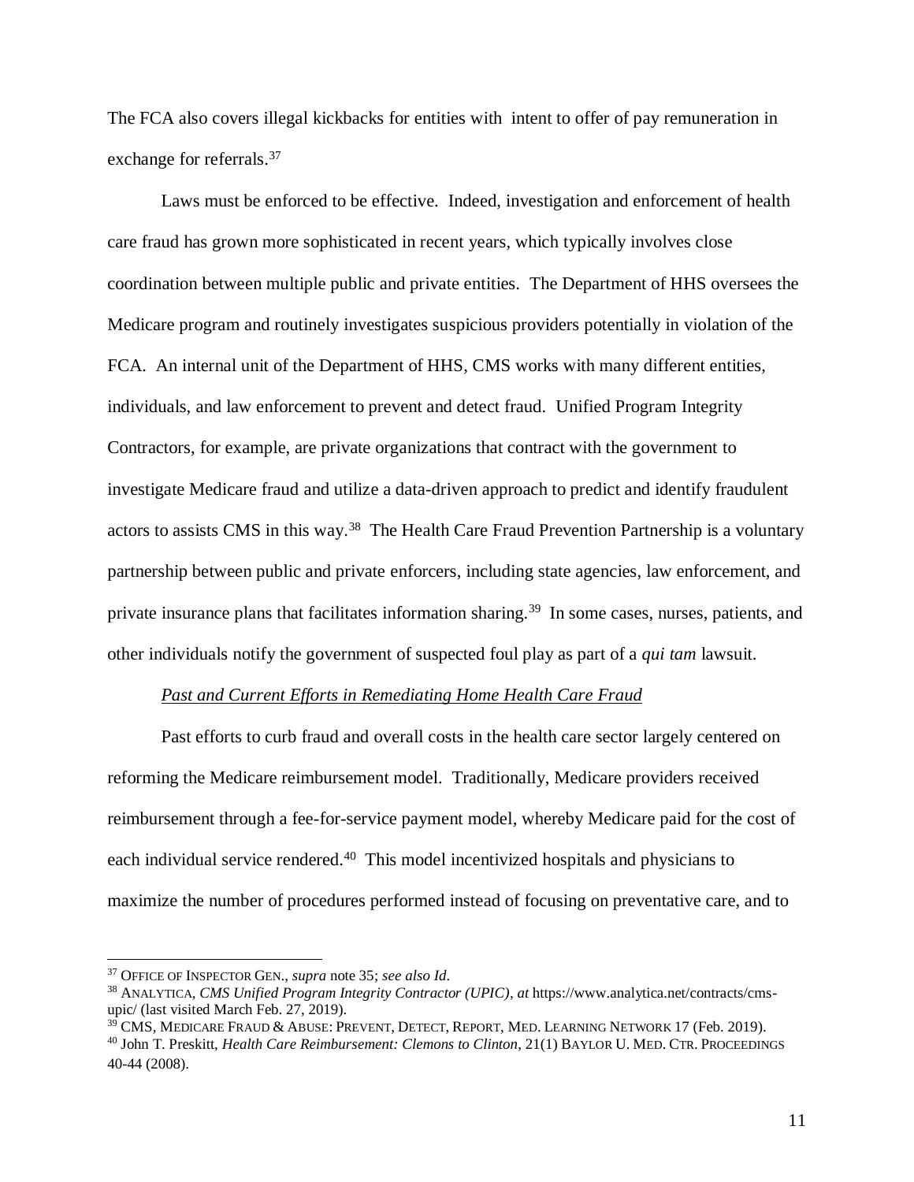The FCA also covers illegal kickbacks for entities with intent to offer of pay remuneration in exchange for referrals.[37]

Laws must be enforced to be effective. Indeed, investigation and enforcement of health care fraud has grown more sophisticated in recent years, which typically involves close coordination between multiple public and private entities. The Department of HHS oversees the Medicare program and routinely investigates suspicious providers potentially in violation of the FCA. An internal unit of the Department of HHS, CMS works with many different entities, individuals, and law enforcement to prevent and detect fraud. Unified Program Integrity Contractors, for example, are private organizations that contract with the government to investigate Medicare fraud and utilize a data-driven approach to predict and identify fraudulent actors to assists CMS in this way.[38] The Health Care Fraud Prevention Partnership is a voluntary partnership between public and private enforcers, including state agencies, law enforcement, and private insurance plans that facilitates information sharing.[39] In some cases, nurses, patients, and other individuals notify the government of suspected foul play as part of a *qui tam* lawsuit.

*Past and Current Efforts in Remediating Home Health Care Fraud*

Past efforts to curb fraud and overall costs in the health care sector largely centered on reforming the Medicare reimbursement model. Traditionally, Medicare providers received reimbursement through a fee-for-service payment model, whereby Medicare paid for the cost of each individual service rendered.[40] This model incentivized hospitals and physicians to maximize the number of procedures performed instead of focusing on preventative care, and to

---

[37] OFFICE OF INSPECTOR GEN., *supra* note 35; *see also Id.*

[38] ANALYTICA, *CMS Unified Program Integrity Contractor (UPIC)*, *at* https://www.analytica.net/contracts/cms-upic/ (last visited March Feb. 27, 2019).

[39] CMS, MEDICARE FRAUD & ABUSE: PREVENT, DETECT, REPORT, MED. LEARNING NETWORK 17 (Feb. 2019).

[40] John T. Preskitt, *Health Care Reimbursement: Clemons to Clinton*, 21(1) BAYLOR U. MED. CTR. PROCEEDINGS 40-44 (2008).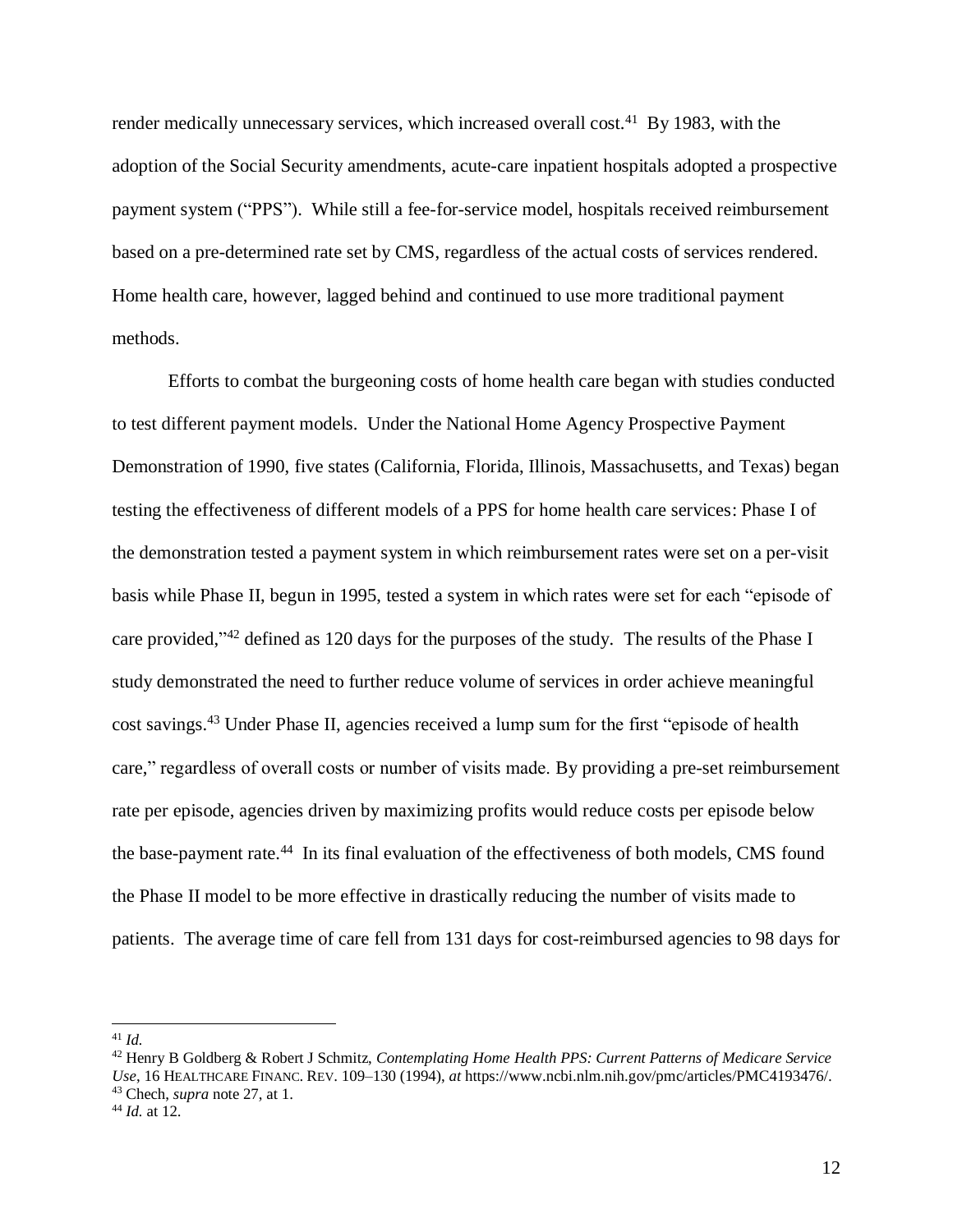render medically unnecessary services, which increased overall cost.[41] By 1983, with the adoption of the Social Security amendments, acute-care inpatient hospitals adopted a prospective payment system ("PPS"). While still a fee-for-service model, hospitals received reimbursement based on a pre-determined rate set by CMS, regardless of the actual costs of services rendered. Home health care, however, lagged behind and continued to use more traditional payment methods.

Efforts to combat the burgeoning costs of home health care began with studies conducted to test different payment models. Under the National Home Agency Prospective Payment Demonstration of 1990, five states (California, Florida, Illinois, Massachusetts, and Texas) began testing the effectiveness of different models of a PPS for home health care services: Phase I of the demonstration tested a payment system in which reimbursement rates were set on a per-visit basis while Phase II, begun in 1995, tested a system in which rates were set for each "episode of care provided,"[42] defined as 120 days for the purposes of the study. The results of the Phase I study demonstrated the need to further reduce volume of services in order achieve meaningful cost savings.[43] Under Phase II, agencies received a lump sum for the first "episode of health care," regardless of overall costs or number of visits made. By providing a pre-set reimbursement rate per episode, agencies driven by maximizing profits would reduce costs per episode below the base-payment rate.[44] In its final evaluation of the effectiveness of both models, CMS found the Phase II model to be more effective in drastically reducing the number of visits made to patients. The average time of care fell from 131 days for cost-reimbursed agencies to 98 days for

---

[41] *Id.*

[42] Henry B Goldberg & Robert J Schmitz, *Contemplating Home Health PPS: Current Patterns of Medicare Service Use*, 16 HEALTHCARE FINANC. REV. 109–130 (1994), *at* https://www.ncbi.nlm.nih.gov/pmc/articles/PMC4193476/.

[43] Chech, *supra* note 27, at 1.

[44] *Id.* at 12.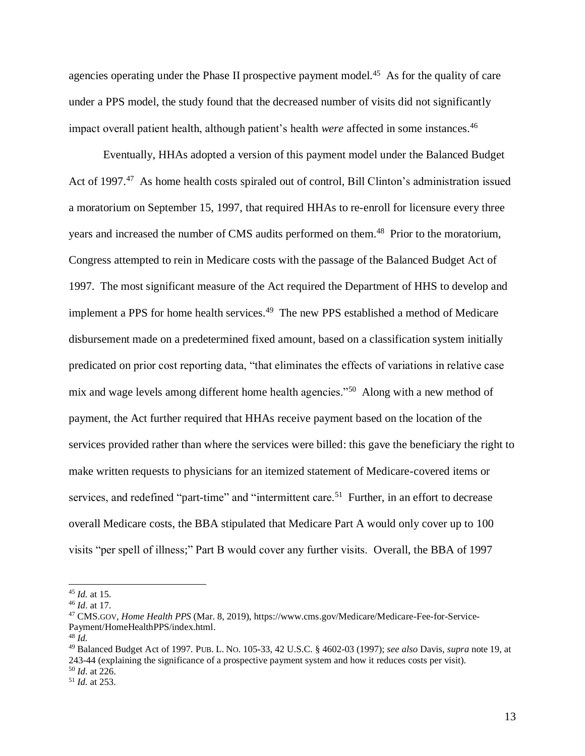agencies operating under the Phase II prospective payment model.[45] As for the quality of care under a PPS model, the study found that the decreased number of visits did not significantly impact overall patient health, although patient's health *were* affected in some instances.[46]

Eventually, HHAs adopted a version of this payment model under the Balanced Budget Act of 1997.[47] As home health costs spiraled out of control, Bill Clinton's administration issued a moratorium on September 15, 1997, that required HHAs to re-enroll for licensure every three years and increased the number of CMS audits performed on them.[48] Prior to the moratorium, Congress attempted to rein in Medicare costs with the passage of the Balanced Budget Act of 1997. The most significant measure of the Act required the Department of HHS to develop and implement a PPS for home health services.[49] The new PPS established a method of Medicare disbursement made on a predetermined fixed amount, based on a classification system initially predicated on prior cost reporting data, "that eliminates the effects of variations in relative case mix and wage levels among different home health agencies."[50] Along with a new method of payment, the Act further required that HHAs receive payment based on the location of the services provided rather than where the services were billed: this gave the beneficiary the right to make written requests to physicians for an itemized statement of Medicare-covered items or services, and redefined "part-time" and "intermittent care.[51] Further, in an effort to decrease overall Medicare costs, the BBA stipulated that Medicare Part A would only cover up to 100 visits "per spell of illness;" Part B would cover any further visits. Overall, the BBA of 1997

---

[45] *Id.* at 15.

[46] *Id*. at 17.

[47] CMS.GOV, *Home Health PPS* (Mar. 8, 2019), https://www.cms.gov/Medicare/Medicare-Fee-for-Service-Payment/HomeHealthPPS/index.html.

[48] *Id.*

[49] Balanced Budget Act of 1997. PUB. L. NO. 105-33, 42 U.S.C. § 4602-03 (1997); *see also* Davis, *supra* note 19, at 243-44 (explaining the significance of a prospective payment system and how it reduces costs per visit).

[50] *Id*. at 226.

[51] *Id.* at 253.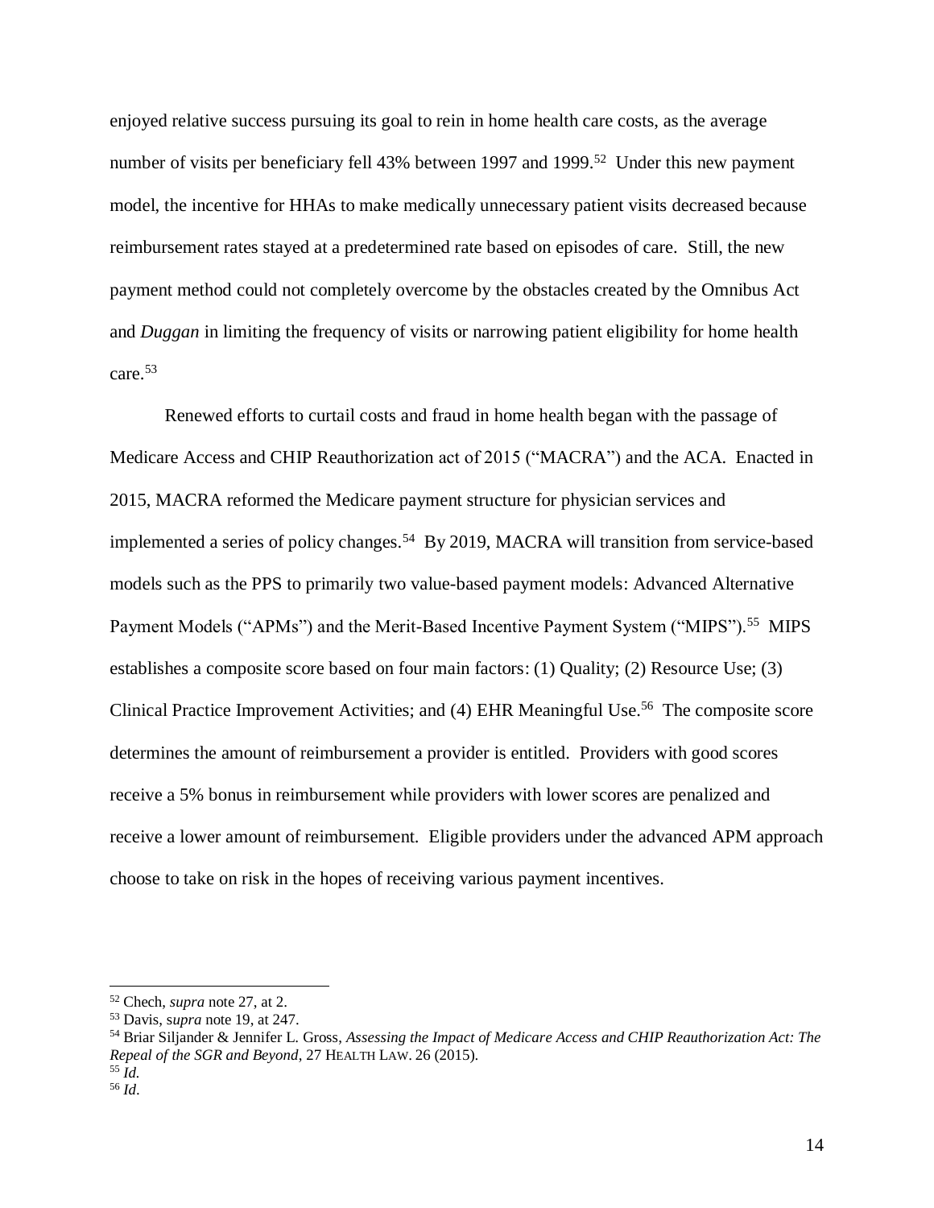enjoyed relative success pursuing its goal to rein in home health care costs, as the average number of visits per beneficiary fell 43% between 1997 and 1999.[52] Under this new payment model, the incentive for HHAs to make medically unnecessary patient visits decreased because reimbursement rates stayed at a predetermined rate based on episodes of care. Still, the new payment method could not completely overcome by the obstacles created by the Omnibus Act and *Duggan* in limiting the frequency of visits or narrowing patient eligibility for home health care.[53]

Renewed efforts to curtail costs and fraud in home health began with the passage of Medicare Access and CHIP Reauthorization act of 2015 ("MACRA") and the ACA. Enacted in 2015, MACRA reformed the Medicare payment structure for physician services and implemented a series of policy changes.[54] By 2019, MACRA will transition from service-based models such as the PPS to primarily two value-based payment models: Advanced Alternative Payment Models ("APMs") and the Merit-Based Incentive Payment System ("MIPS").[55] MIPS establishes a composite score based on four main factors: (1) Quality; (2) Resource Use; (3) Clinical Practice Improvement Activities; and (4) EHR Meaningful Use.[56] The composite score determines the amount of reimbursement a provider is entitled. Providers with good scores receive a 5% bonus in reimbursement while providers with lower scores are penalized and receive a lower amount of reimbursement. Eligible providers under the advanced APM approach choose to take on risk in the hopes of receiving various payment incentives.

---

[52] Chech, *supra* note 27, at 2.

[53] Davis, *supra* note 19, at 247.

[54] Briar Siljander & Jennifer L. Gross, *Assessing the Impact of Medicare Access and CHIP Reauthorization Act: The Repeal of the SGR and Beyond*, 27 HEALTH LAW. 26 (2015).

[55] *Id.*

[56] *Id*.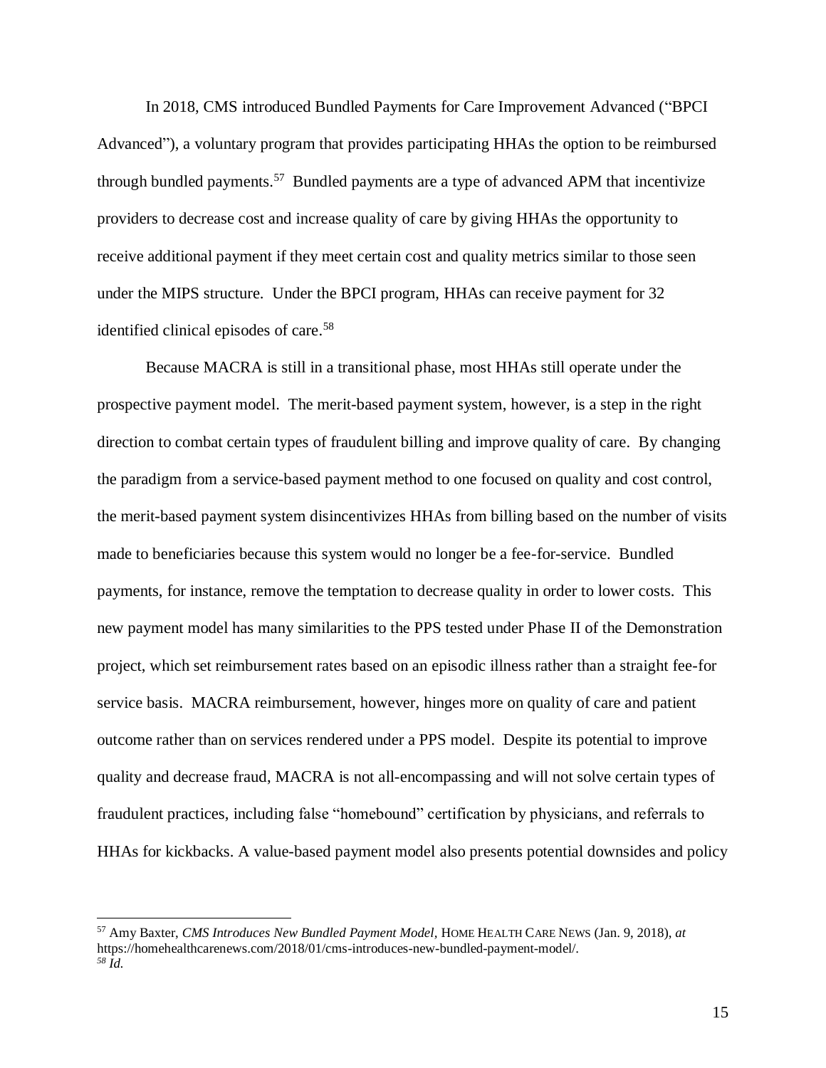In 2018, CMS introduced Bundled Payments for Care Improvement Advanced ("BPCI Advanced"), a voluntary program that provides participating HHAs the option to be reimbursed through bundled payments.[57] Bundled payments are a type of advanced APM that incentivize providers to decrease cost and increase quality of care by giving HHAs the opportunity to receive additional payment if they meet certain cost and quality metrics similar to those seen under the MIPS structure. Under the BPCI program, HHAs can receive payment for 32 identified clinical episodes of care.[58]

Because MACRA is still in a transitional phase, most HHAs still operate under the prospective payment model. The merit-based payment system, however, is a step in the right direction to combat certain types of fraudulent billing and improve quality of care. By changing the paradigm from a service-based payment method to one focused on quality and cost control, the merit-based payment system disincentivizes HHAs from billing based on the number of visits made to beneficiaries because this system would no longer be a fee-for-service. Bundled payments, for instance, remove the temptation to decrease quality in order to lower costs. This new payment model has many similarities to the PPS tested under Phase II of the Demonstration project, which set reimbursement rates based on an episodic illness rather than a straight fee-for service basis. MACRA reimbursement, however, hinges more on quality of care and patient outcome rather than on services rendered under a PPS model. Despite its potential to improve quality and decrease fraud, MACRA is not all-encompassing and will not solve certain types of fraudulent practices, including false "homebound" certification by physicians, and referrals to HHAs for kickbacks. A value-based payment model also presents potential downsides and policy

---

[57] Amy Baxter, *CMS Introduces New Bundled Payment Model*, HOME HEALTH CARE NEWS (Jan. 9, 2018), *at* https://homehealthcarenews.com/2018/01/cms-introduces-new-bundled-payment-model/.

[58] *Id.*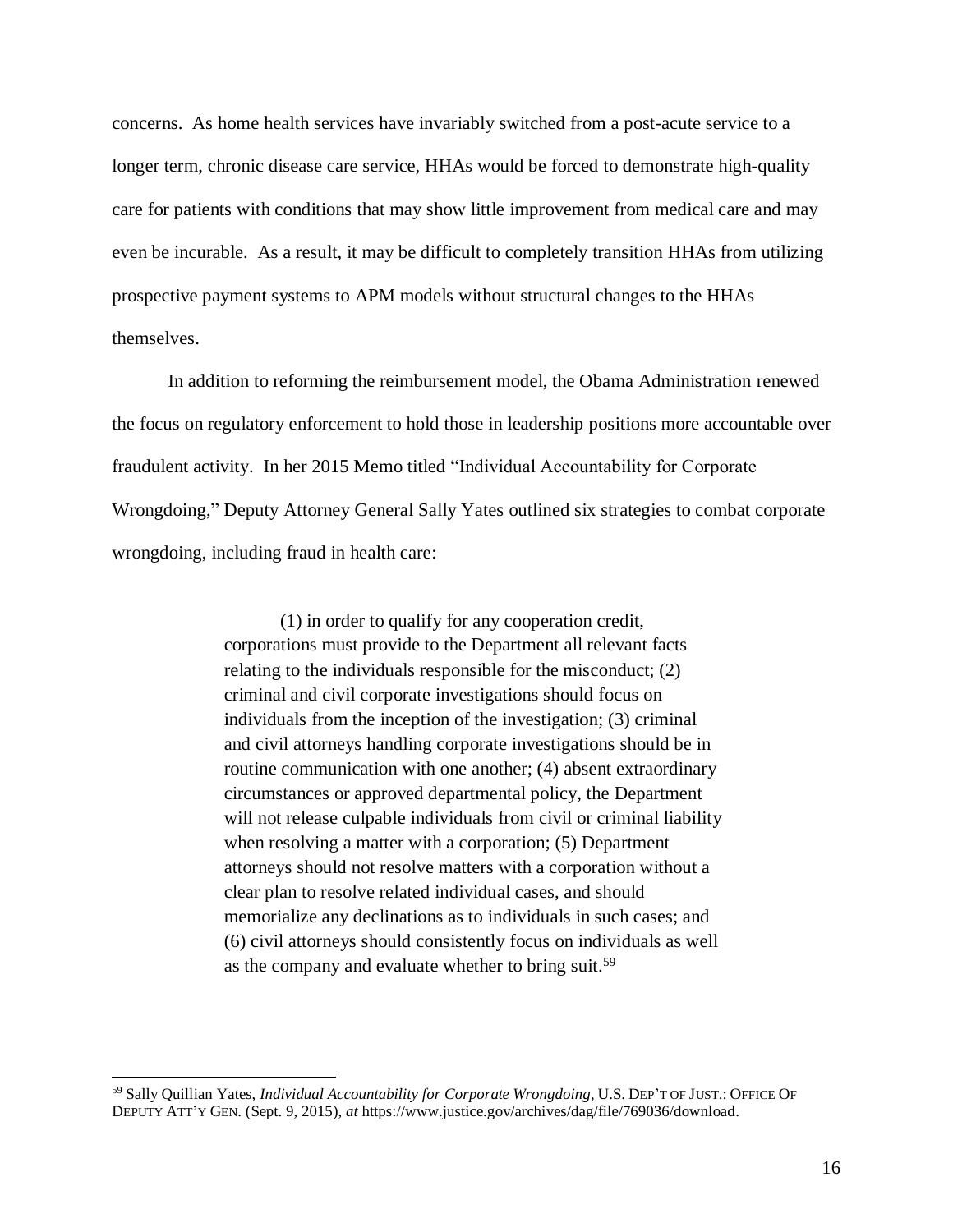concerns. As home health services have invariably switched from a post-acute service to a longer term, chronic disease care service, HHAs would be forced to demonstrate high-quality care for patients with conditions that may show little improvement from medical care and may even be incurable. As a result, it may be difficult to completely transition HHAs from utilizing prospective payment systems to APM models without structural changes to the HHAs themselves.

In addition to reforming the reimbursement model, the Obama Administration renewed the focus on regulatory enforcement to hold those in leadership positions more accountable over fraudulent activity. In her 2015 Memo titled "Individual Accountability for Corporate Wrongdoing," Deputy Attorney General Sally Yates outlined six strategies to combat corporate wrongdoing, including fraud in health care:

> (1) in order to qualify for any cooperation credit, corporations must provide to the Department all relevant facts relating to the individuals responsible for the misconduct; (2) criminal and civil corporate investigations should focus on individuals from the inception of the investigation; (3) criminal and civil attorneys handling corporate investigations should be in routine communication with one another; (4) absent extraordinary circumstances or approved departmental policy, the Department will not release culpable individuals from civil or criminal liability when resolving a matter with a corporation; (5) Department attorneys should not resolve matters with a corporation without a clear plan to resolve related individual cases, and should memorialize any declinations as to individuals in such cases; and (6) civil attorneys should consistently focus on individuals as well as the company and evaluate whether to bring suit.[59]

---

[59] Sally Quillian Yates, *Individual Accountability for Corporate Wrongdoing*, U.S. DEP'T OF JUST.: OFFICE OF DEPUTY ATT'Y GEN. (Sept. 9, 2015), *at* https://www.justice.gov/archives/dag/file/769036/download.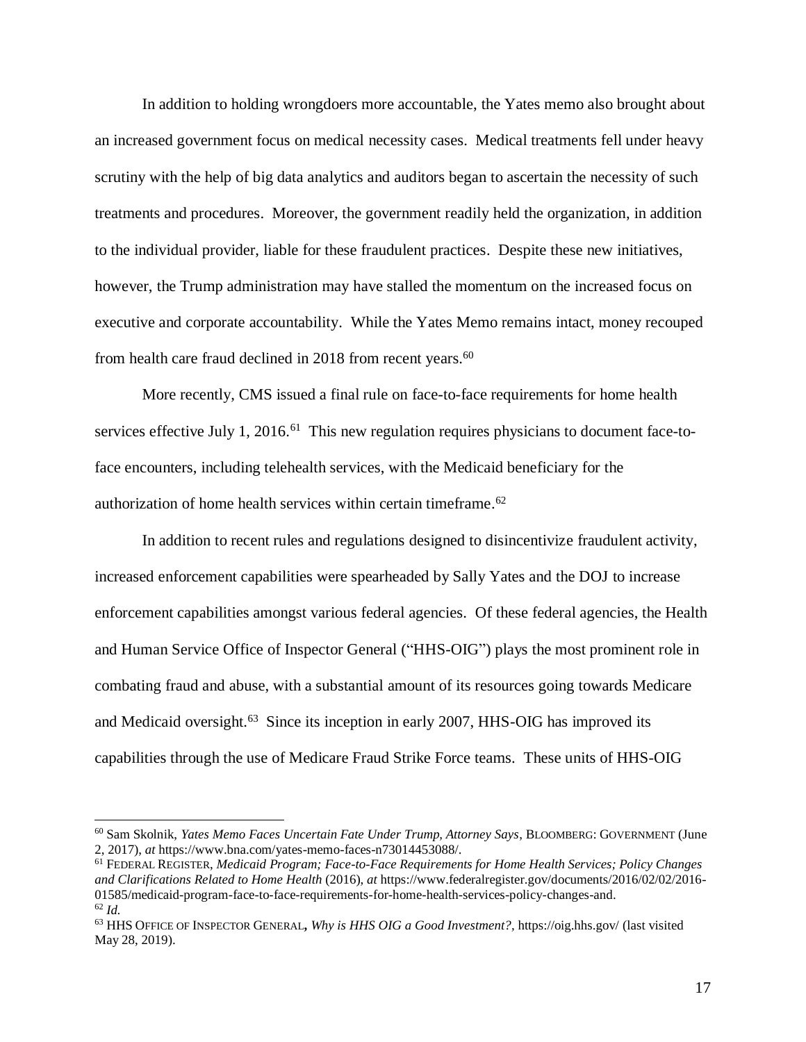In addition to holding wrongdoers more accountable, the Yates memo also brought about an increased government focus on medical necessity cases. Medical treatments fell under heavy scrutiny with the help of big data analytics and auditors began to ascertain the necessity of such treatments and procedures. Moreover, the government readily held the organization, in addition to the individual provider, liable for these fraudulent practices. Despite these new initiatives, however, the Trump administration may have stalled the momentum on the increased focus on executive and corporate accountability. While the Yates Memo remains intact, money recouped from health care fraud declined in 2018 from recent years.[60]

More recently, CMS issued a final rule on face-to-face requirements for home health services effective July 1, 2016.[61] This new regulation requires physicians to document face-to-face encounters, including telehealth services, with the Medicaid beneficiary for the authorization of home health services within certain timeframe.[62]

In addition to recent rules and regulations designed to disincentivize fraudulent activity, increased enforcement capabilities were spearheaded by Sally Yates and the DOJ to increase enforcement capabilities amongst various federal agencies. Of these federal agencies, the Health and Human Service Office of Inspector General ("HHS-OIG") plays the most prominent role in combating fraud and abuse, with a substantial amount of its resources going towards Medicare and Medicaid oversight.[63] Since its inception in early 2007, HHS-OIG has improved its capabilities through the use of Medicare Fraud Strike Force teams. These units of HHS-OIG

---

[60] Sam Skolnik, *Yates Memo Faces Uncertain Fate Under Trump, Attorney Says*, BLOOMBERG: GOVERNMENT (June 2, 2017), *at* https://www.bna.com/yates-memo-faces-n73014453088/.

[61] FEDERAL REGISTER, *Medicaid Program; Face-to-Face Requirements for Home Health Services; Policy Changes and Clarifications Related to Home Health* (2016), *at* https://www.federalregister.gov/documents/2016/02/02/2016-01585/medicaid-program-face-to-face-requirements-for-home-health-services-policy-changes-and.

[62] *Id.*

[63] HHS OFFICE OF INSPECTOR GENERAL**,** *Why is HHS OIG a Good Investment?*, https://oig.hhs.gov/ (last visited May 28, 2019).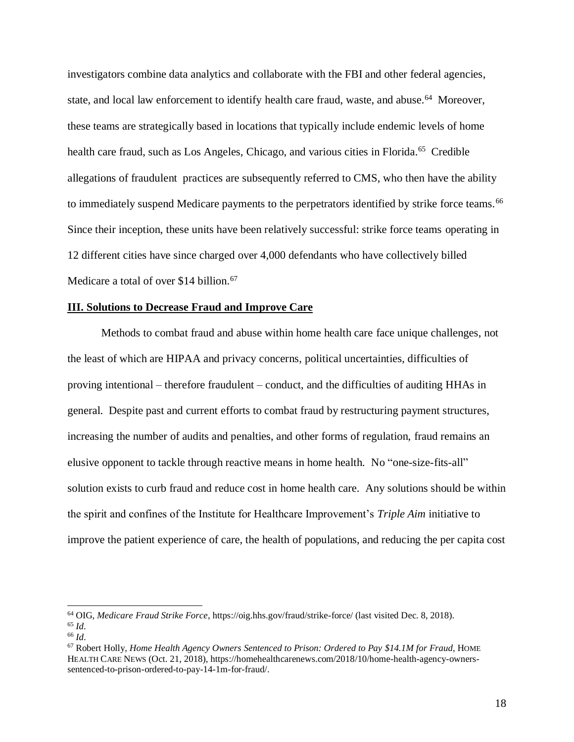investigators combine data analytics and collaborate with the FBI and other federal agencies, state, and local law enforcement to identify health care fraud, waste, and abuse.[64] Moreover, these teams are strategically based in locations that typically include endemic levels of home health care fraud, such as Los Angeles, Chicago, and various cities in Florida.[65] Credible allegations of fraudulent practices are subsequently referred to CMS, who then have the ability to immediately suspend Medicare payments to the perpetrators identified by strike force teams.[66] Since their inception, these units have been relatively successful: strike force teams operating in 12 different cities have since charged over 4,000 defendants who have collectively billed Medicare a total of over $14 billion.[67]

## **III. Solutions to Decrease Fraud and Improve Care**

Methods to combat fraud and abuse within home health care face unique challenges, not the least of which are HIPAA and privacy concerns, political uncertainties, difficulties of proving intentional – therefore fraudulent – conduct, and the difficulties of auditing HHAs in general. Despite past and current efforts to combat fraud by restructuring payment structures, increasing the number of audits and penalties, and other forms of regulation, fraud remains an elusive opponent to tackle through reactive means in home health. No "one-size-fits-all" solution exists to curb fraud and reduce cost in home health care. Any solutions should be within the spirit and confines of the Institute for Healthcare Improvement's *Triple Aim* initiative to improve the patient experience of care, the health of populations, and reducing the per capita cost

---

[64] OIG, *Medicare Fraud Strike Force*, https://oig.hhs.gov/fraud/strike-force/ (last visited Dec. 8, 2018).

[65] *Id*.

[66] *Id*.

[67] Robert Holly, *Home Health Agency Owners Sentenced to Prison: Ordered to Pay $14.1M for Fraud*, HOME HEALTH CARE NEWS (Oct. 21, 2018), https://homehealthcarenews.com/2018/10/home-health-agency-owners-sentenced-to-prison-ordered-to-pay-14-1m-for-fraud/.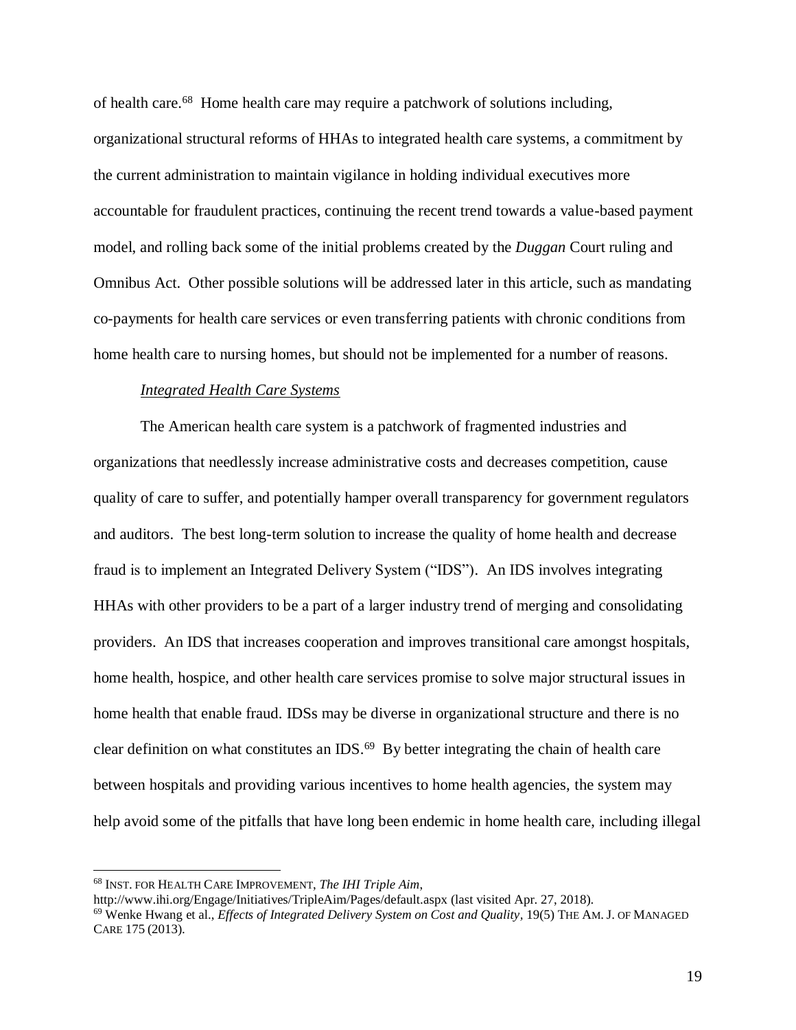of health care.[68] Home health care may require a patchwork of solutions including, organizational structural reforms of HHAs to integrated health care systems, a commitment by the current administration to maintain vigilance in holding individual executives more accountable for fraudulent practices, continuing the recent trend towards a value-based payment model, and rolling back some of the initial problems created by the *Duggan* Court ruling and Omnibus Act. Other possible solutions will be addressed later in this article, such as mandating co-payments for health care services or even transferring patients with chronic conditions from home health care to nursing homes, but should not be implemented for a number of reasons.

*Integrated Health Care Systems*

The American health care system is a patchwork of fragmented industries and organizations that needlessly increase administrative costs and decreases competition, cause quality of care to suffer, and potentially hamper overall transparency for government regulators and auditors. The best long-term solution to increase the quality of home health and decrease fraud is to implement an Integrated Delivery System ("IDS"). An IDS involves integrating HHAs with other providers to be a part of a larger industry trend of merging and consolidating providers. An IDS that increases cooperation and improves transitional care amongst hospitals, home health, hospice, and other health care services promise to solve major structural issues in home health that enable fraud. IDSs may be diverse in organizational structure and there is no clear definition on what constitutes an IDS.[69] By better integrating the chain of health care between hospitals and providing various incentives to home health agencies, the system may help avoid some of the pitfalls that have long been endemic in home health care, including illegal

---

[68] INST. FOR HEALTH CARE IMPROVEMENT, *The IHI Triple Aim*, http://www.ihi.org/Engage/Initiatives/TripleAim/Pages/default.aspx (last visited Apr. 27, 2018).

[69] Wenke Hwang et al., *Effects of Integrated Delivery System on Cost and Quality*, 19(5) THE AM. J. OF MANAGED CARE 175 (2013).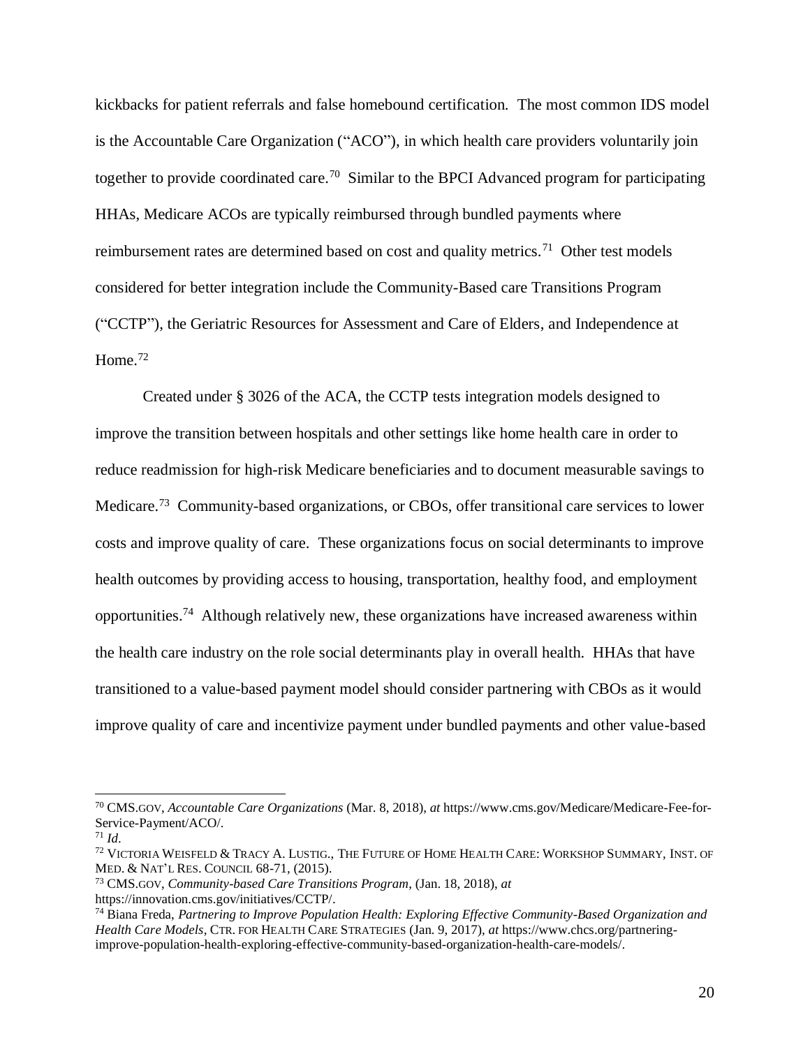kickbacks for patient referrals and false homebound certification. The most common IDS model is the Accountable Care Organization ("ACO"), in which health care providers voluntarily join together to provide coordinated care.[70] Similar to the BPCI Advanced program for participating HHAs, Medicare ACOs are typically reimbursed through bundled payments where reimbursement rates are determined based on cost and quality metrics.[71] Other test models considered for better integration include the Community-Based care Transitions Program ("CCTP"), the Geriatric Resources for Assessment and Care of Elders, and Independence at Home.[72]

Created under § 3026 of the ACA, the CCTP tests integration models designed to improve the transition between hospitals and other settings like home health care in order to reduce readmission for high-risk Medicare beneficiaries and to document measurable savings to Medicare.[73] Community-based organizations, or CBOs, offer transitional care services to lower costs and improve quality of care. These organizations focus on social determinants to improve health outcomes by providing access to housing, transportation, healthy food, and employment opportunities.[74] Although relatively new, these organizations have increased awareness within the health care industry on the role social determinants play in overall health. HHAs that have transitioned to a value-based payment model should consider partnering with CBOs as it would improve quality of care and incentivize payment under bundled payments and other value-based

---

[70] CMS.GOV, *Accountable Care Organizations* (Mar. 8, 2018), *at* https://www.cms.gov/Medicare/Medicare-Fee-for-Service-Payment/ACO/.

[71] *Id*.

[72] VICTORIA WEISFELD & TRACY A. LUSTIG., THE FUTURE OF HOME HEALTH CARE: WORKSHOP SUMMARY, INST. OF MED. & NAT'L RES. COUNCIL 68-71, (2015).

[73] CMS.GOV, *Community-based Care Transitions Program*, (Jan. 18, 2018), *at* https://innovation.cms.gov/initiatives/CCTP/.

[74] Biana Freda, *Partnering to Improve Population Health: Exploring Effective Community-Based Organization and Health Care Models*, CTR. FOR HEALTH CARE STRATEGIES (Jan. 9, 2017), *at* https://www.chcs.org/partnering-improve-population-health-exploring-effective-community-based-organization-health-care-models/.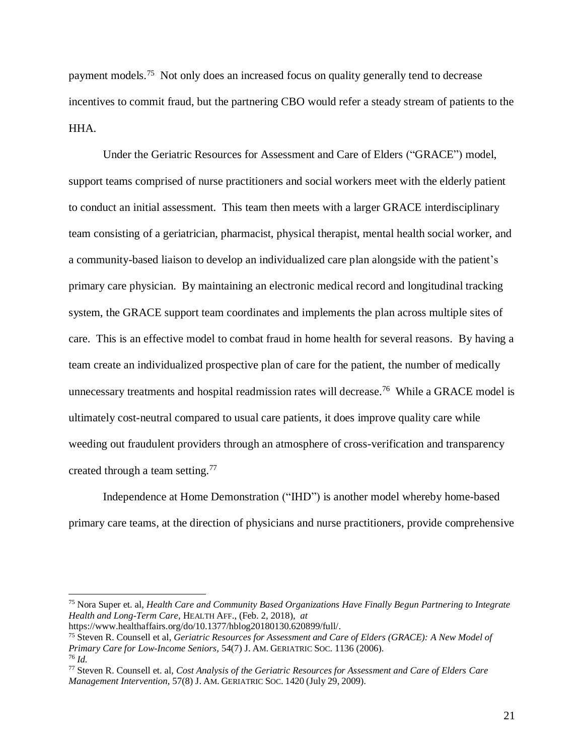payment models.[75] Not only does an increased focus on quality generally tend to decrease incentives to commit fraud, but the partnering CBO would refer a steady stream of patients to the HHA.

Under the Geriatric Resources for Assessment and Care of Elders ("GRACE") model, support teams comprised of nurse practitioners and social workers meet with the elderly patient to conduct an initial assessment. This team then meets with a larger GRACE interdisciplinary team consisting of a geriatrician, pharmacist, physical therapist, mental health social worker, and a community-based liaison to develop an individualized care plan alongside with the patient's primary care physician. By maintaining an electronic medical record and longitudinal tracking system, the GRACE support team coordinates and implements the plan across multiple sites of care. This is an effective model to combat fraud in home health for several reasons. By having a team create an individualized prospective plan of care for the patient, the number of medically unnecessary treatments and hospital readmission rates will decrease.[76] While a GRACE model is ultimately cost-neutral compared to usual care patients, it does improve quality care while weeding out fraudulent providers through an atmosphere of cross-verification and transparency created through a team setting.[77]

Independence at Home Demonstration ("IHD") is another model whereby home-based primary care teams, at the direction of physicians and nurse practitioners, provide comprehensive

---

[75] Nora Super et. al, *Health Care and Community Based Organizations Have Finally Begun Partnering to Integrate Health and Long-Term Care*, HEALTH AFF., (Feb. 2, 2018), *at* https://www.healthaffairs.org/do/10.1377/hblog20180130.620899/full/.

[75] Steven R. Counsell et al, *Geriatric Resources for Assessment and Care of Elders (GRACE): A New Model of Primary Care for Low-Income Seniors*, 54(7) J. AM. GERIATRIC SOC. 1136 (2006).

[76] *Id.*

[77] Steven R. Counsell et. al, *Cost Analysis of the Geriatric Resources for Assessment and Care of Elders Care Management Intervention*, 57(8) J. AM. GERIATRIC SOC. 1420 (July 29, 2009).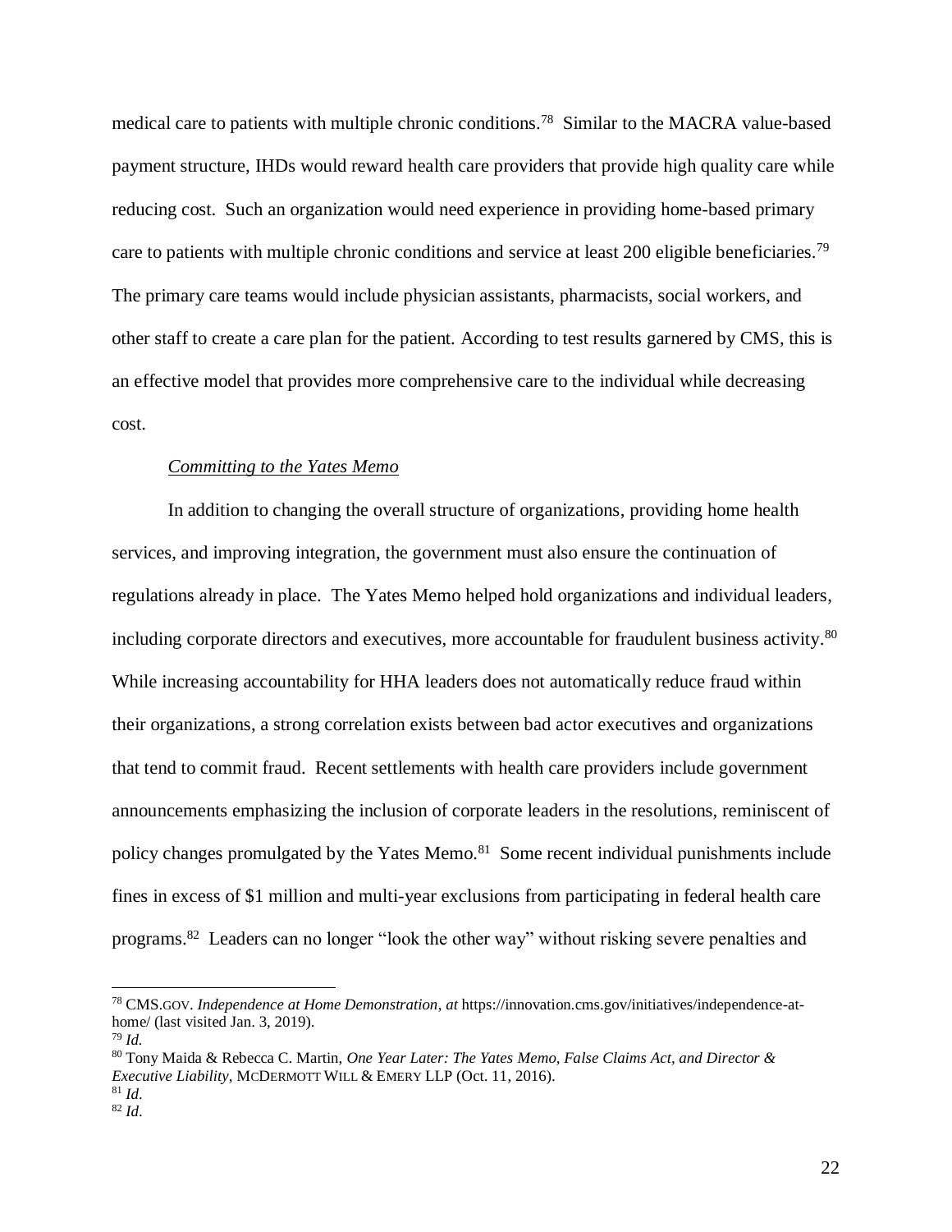medical care to patients with multiple chronic conditions.[78] Similar to the MACRA value-based payment structure, IHDs would reward health care providers that provide high quality care while reducing cost. Such an organization would need experience in providing home-based primary care to patients with multiple chronic conditions and service at least 200 eligible beneficiaries.[79] The primary care teams would include physician assistants, pharmacists, social workers, and other staff to create a care plan for the patient. According to test results garnered by CMS, this is an effective model that provides more comprehensive care to the individual while decreasing cost.

<u>*Committing to the Yates Memo*</u>

In addition to changing the overall structure of organizations, providing home health services, and improving integration, the government must also ensure the continuation of regulations already in place. The Yates Memo helped hold organizations and individual leaders, including corporate directors and executives, more accountable for fraudulent business activity.[80] While increasing accountability for HHA leaders does not automatically reduce fraud within their organizations, a strong correlation exists between bad actor executives and organizations that tend to commit fraud. Recent settlements with health care providers include government announcements emphasizing the inclusion of corporate leaders in the resolutions, reminiscent of policy changes promulgated by the Yates Memo.[81] Some recent individual punishments include fines in excess of $1 million and multi-year exclusions from participating in federal health care programs.[82] Leaders can no longer "look the other way" without risking severe penalties and

---

[78] CMS.GOV. *Independence at Home Demonstration*, *at* https://innovation.cms.gov/initiatives/independence-at-home/ (last visited Jan. 3, 2019).

[79] *Id.*

[80] Tony Maida & Rebecca C. Martin, *One Year Later: The Yates Memo, False Claims Act, and Director & Executive Liability*, MCDERMOTT WILL & EMERY LLP (Oct. 11, 2016).

[81] *Id.*

[82] *Id.*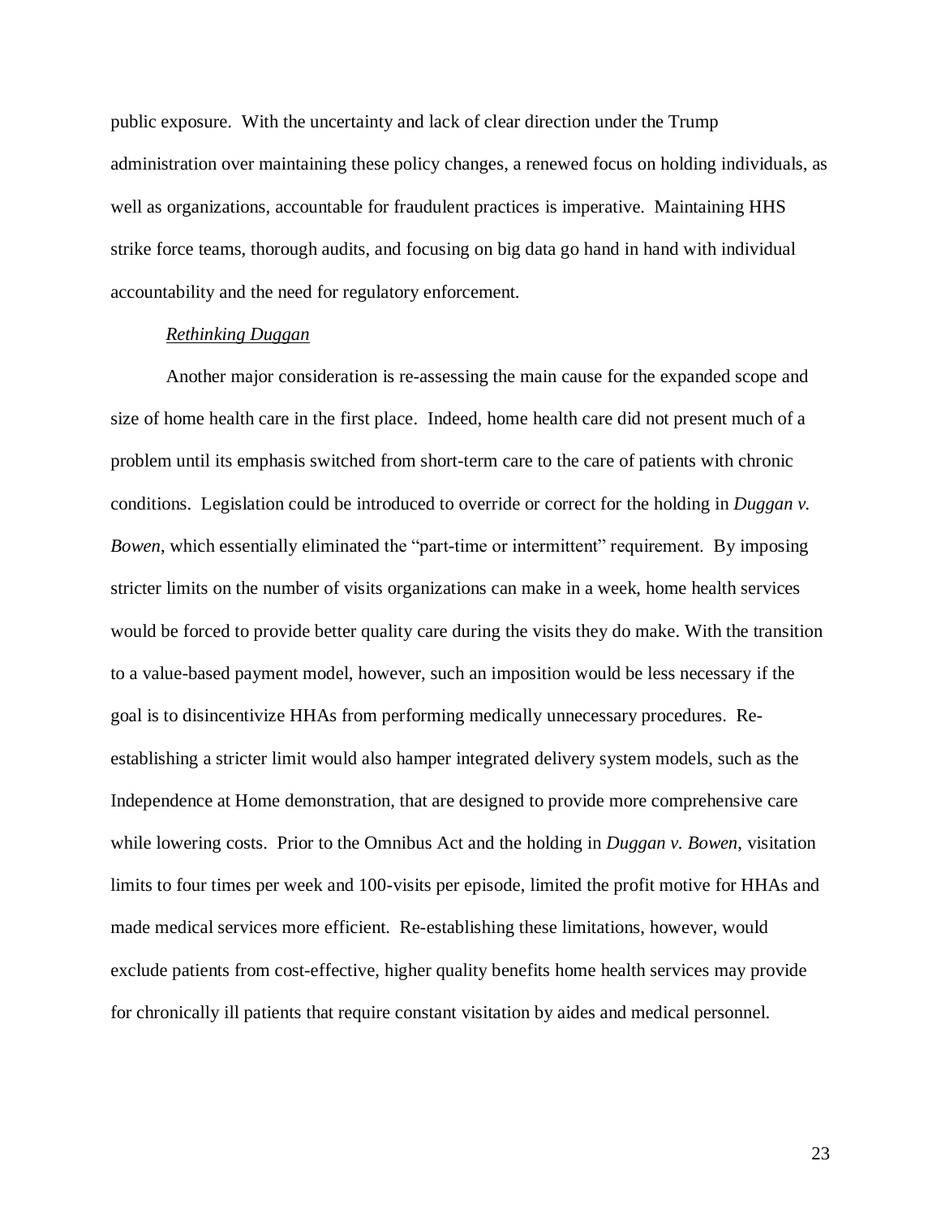public exposure. With the uncertainty and lack of clear direction under the Trump administration over maintaining these policy changes, a renewed focus on holding individuals, as well as organizations, accountable for fraudulent practices is imperative. Maintaining HHS strike force teams, thorough audits, and focusing on big data go hand in hand with individual accountability and the need for regulatory enforcement.

### *Rethinking Duggan*

Another major consideration is re-assessing the main cause for the expanded scope and size of home health care in the first place. Indeed, home health care did not present much of a problem until its emphasis switched from short-term care to the care of patients with chronic conditions. Legislation could be introduced to override or correct for the holding in *Duggan v. Bowen*, which essentially eliminated the "part-time or intermittent" requirement. By imposing stricter limits on the number of visits organizations can make in a week, home health services would be forced to provide better quality care during the visits they do make. With the transition to a value-based payment model, however, such an imposition would be less necessary if the goal is to disincentivize HHAs from performing medically unnecessary procedures. Re-establishing a stricter limit would also hamper integrated delivery system models, such as the Independence at Home demonstration, that are designed to provide more comprehensive care while lowering costs. Prior to the Omnibus Act and the holding in *Duggan v. Bowen*, visitation limits to four times per week and 100-visits per episode, limited the profit motive for HHAs and made medical services more efficient. Re-establishing these limitations, however, would exclude patients from cost-effective, higher quality benefits home health services may provide for chronically ill patients that require constant visitation by aides and medical personnel.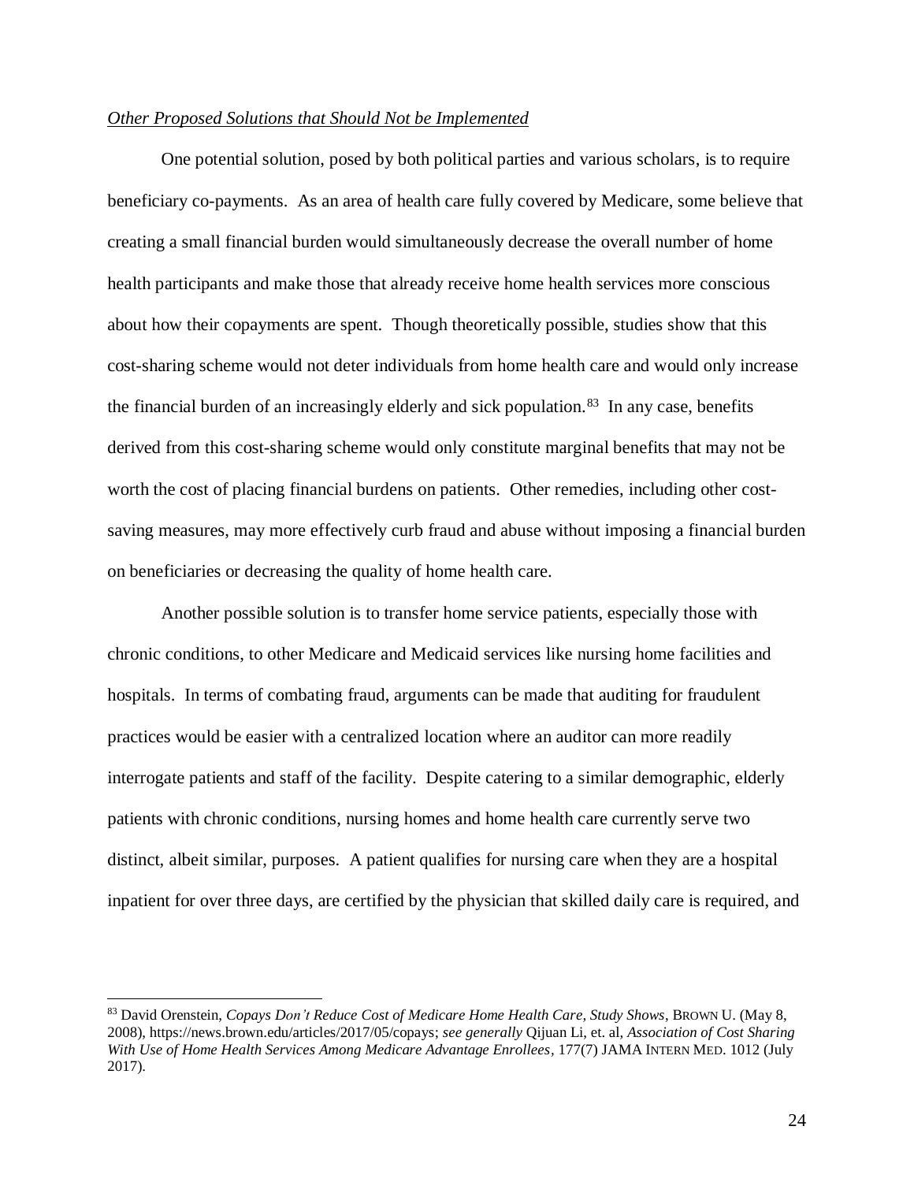*Other Proposed Solutions that Should Not be Implemented*

One potential solution, posed by both political parties and various scholars, is to require beneficiary co-payments. As an area of health care fully covered by Medicare, some believe that creating a small financial burden would simultaneously decrease the overall number of home health participants and make those that already receive home health services more conscious about how their copayments are spent. Though theoretically possible, studies show that this cost-sharing scheme would not deter individuals from home health care and would only increase the financial burden of an increasingly elderly and sick population.[83] In any case, benefits derived from this cost-sharing scheme would only constitute marginal benefits that may not be worth the cost of placing financial burdens on patients. Other remedies, including other cost-saving measures, may more effectively curb fraud and abuse without imposing a financial burden on beneficiaries or decreasing the quality of home health care.

Another possible solution is to transfer home service patients, especially those with chronic conditions, to other Medicare and Medicaid services like nursing home facilities and hospitals. In terms of combating fraud, arguments can be made that auditing for fraudulent practices would be easier with a centralized location where an auditor can more readily interrogate patients and staff of the facility. Despite catering to a similar demographic, elderly patients with chronic conditions, nursing homes and home health care currently serve two distinct, albeit similar, purposes. A patient qualifies for nursing care when they are a hospital inpatient for over three days, are certified by the physician that skilled daily care is required, and

---

[83] David Orenstein, *Copays Don't Reduce Cost of Medicare Home Health Care, Study Shows*, BROWN U. (May 8, 2008), https://news.brown.edu/articles/2017/05/copays; *see generally* Qijuan Li, et. al, *Association of Cost Sharing With Use of Home Health Services Among Medicare Advantage Enrollees*, 177(7) JAMA INTERN MED. 1012 (July 2017).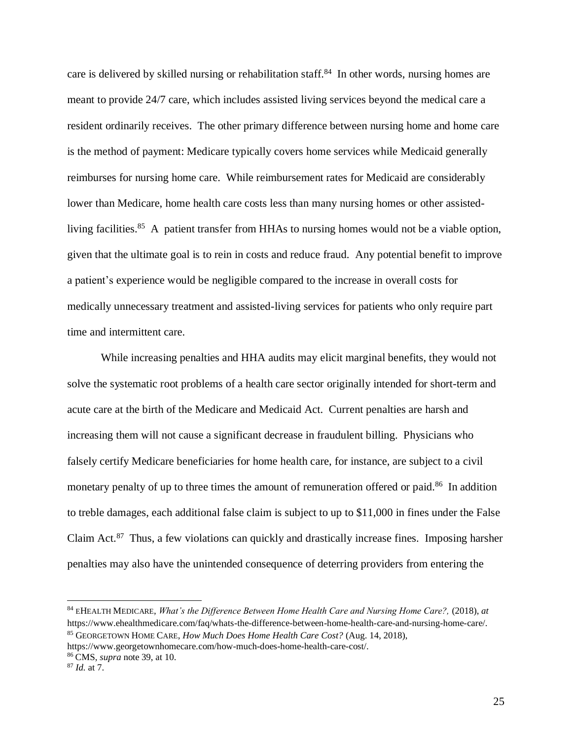care is delivered by skilled nursing or rehabilitation staff.[84] In other words, nursing homes are meant to provide 24/7 care, which includes assisted living services beyond the medical care a resident ordinarily receives. The other primary difference between nursing home and home care is the method of payment: Medicare typically covers home services while Medicaid generally reimburses for nursing home care. While reimbursement rates for Medicaid are considerably lower than Medicare, home health care costs less than many nursing homes or other assisted-living facilities.[85] A patient transfer from HHAs to nursing homes would not be a viable option, given that the ultimate goal is to rein in costs and reduce fraud. Any potential benefit to improve a patient's experience would be negligible compared to the increase in overall costs for medically unnecessary treatment and assisted-living services for patients who only require part time and intermittent care.

While increasing penalties and HHA audits may elicit marginal benefits, they would not solve the systematic root problems of a health care sector originally intended for short-term and acute care at the birth of the Medicare and Medicaid Act. Current penalties are harsh and increasing them will not cause a significant decrease in fraudulent billing. Physicians who falsely certify Medicare beneficiaries for home health care, for instance, are subject to a civil monetary penalty of up to three times the amount of remuneration offered or paid.[86] In addition to treble damages, each additional false claim is subject to up to $11,000 in fines under the False Claim Act.[87] Thus, a few violations can quickly and drastically increase fines. Imposing harsher penalties may also have the unintended consequence of deterring providers from entering the

---

[84] EHEALTH MEDICARE, *What's the Difference Between Home Health Care and Nursing Home Care?,* (2018), *at* https://www.ehealthmedicare.com/faq/whats-the-difference-between-home-health-care-and-nursing-home-care/.

[85] GEORGETOWN HOME CARE, *How Much Does Home Health Care Cost?* (Aug. 14, 2018), https://www.georgetownhomecare.com/how-much-does-home-health-care-cost/.

[86] CMS, *supra* note 39, at 10.

[87] *Id.* at 7.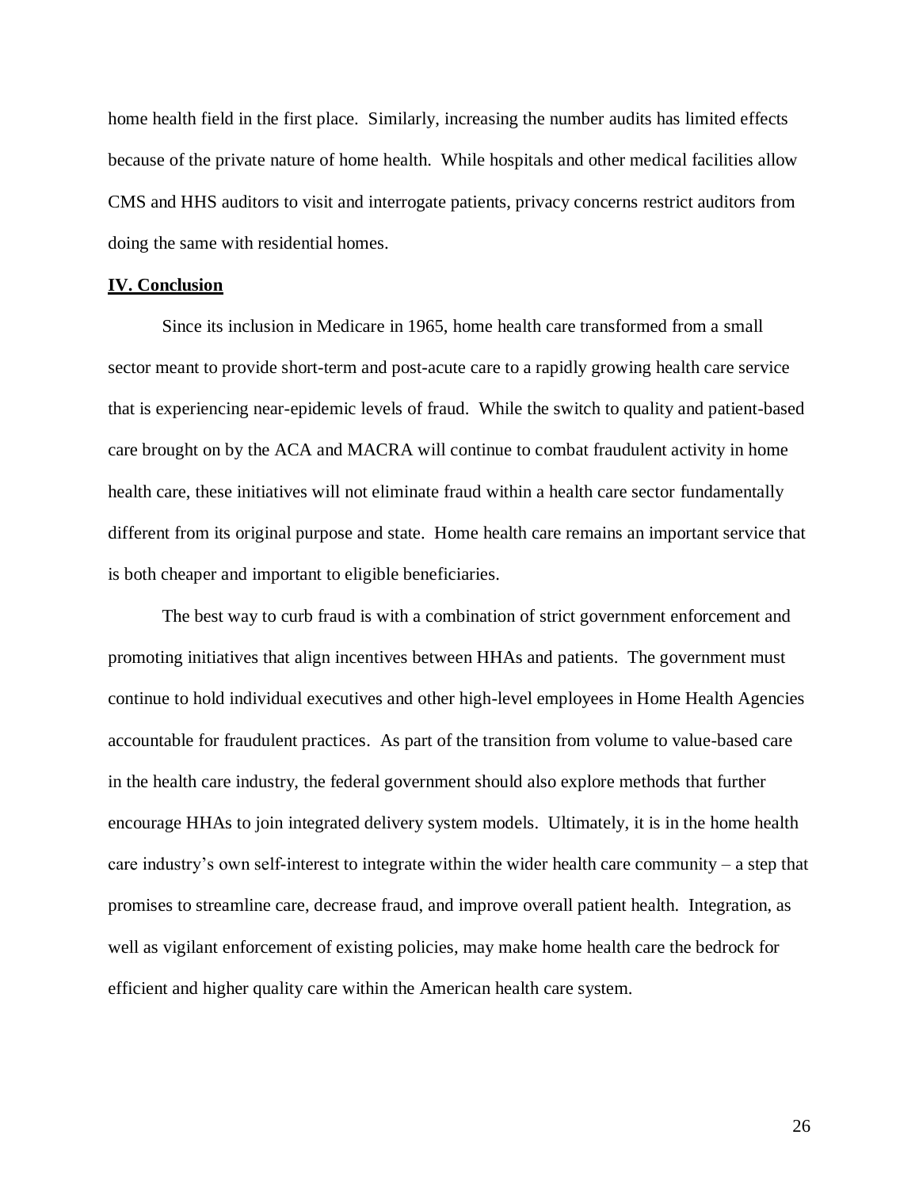home health field in the first place. Similarly, increasing the number audits has limited effects because of the private nature of home health. While hospitals and other medical facilities allow CMS and HHS auditors to visit and interrogate patients, privacy concerns restrict auditors from doing the same with residential homes.

## IV. Conclusion

Since its inclusion in Medicare in 1965, home health care transformed from a small sector meant to provide short-term and post-acute care to a rapidly growing health care service that is experiencing near-epidemic levels of fraud. While the switch to quality and patient-based care brought on by the ACA and MACRA will continue to combat fraudulent activity in home health care, these initiatives will not eliminate fraud within a health care sector fundamentally different from its original purpose and state. Home health care remains an important service that is both cheaper and important to eligible beneficiaries.

The best way to curb fraud is with a combination of strict government enforcement and promoting initiatives that align incentives between HHAs and patients. The government must continue to hold individual executives and other high-level employees in Home Health Agencies accountable for fraudulent practices. As part of the transition from volume to value-based care in the health care industry, the federal government should also explore methods that further encourage HHAs to join integrated delivery system models. Ultimately, it is in the home health care industry's own self-interest to integrate within the wider health care community – a step that promises to streamline care, decrease fraud, and improve overall patient health. Integration, as well as vigilant enforcement of existing policies, may make home health care the bedrock for efficient and higher quality care within the American health care system.